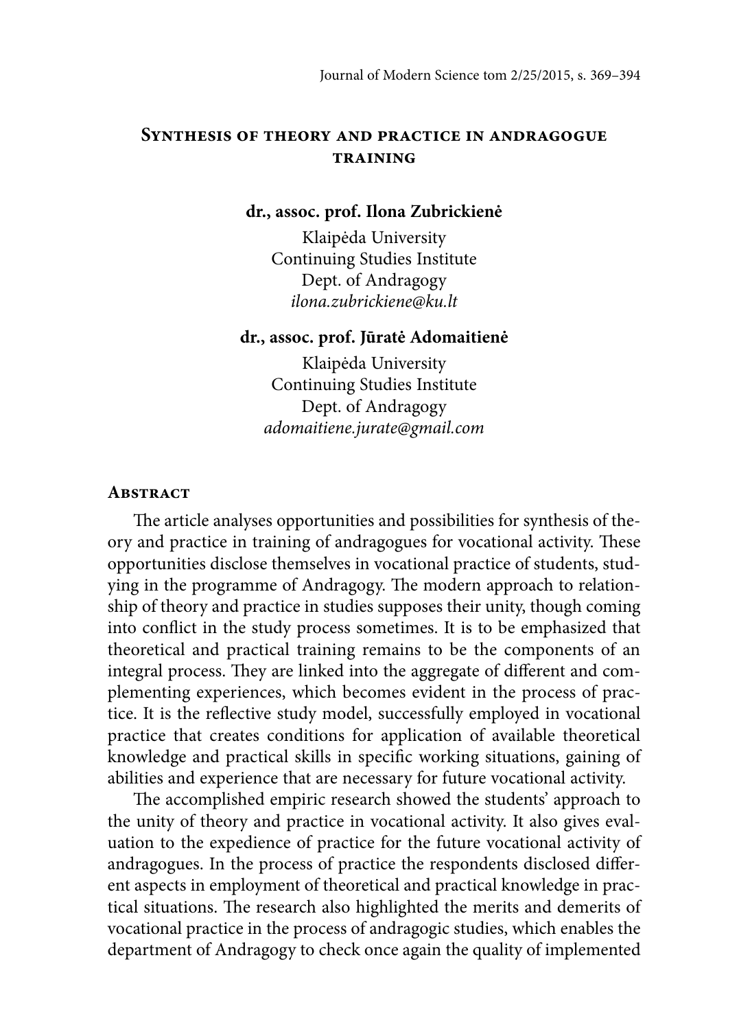# Synthesis of theory and practice in andragogue training

**dr., assoc. prof. Ilona Zubrickienė**

Klaipėda University
Continuing Studies Institute
Dept. of Andragogy
*ilona.zubrickiene@ku.lt*

**dr., assoc. prof. Jūratė Adomaitienė**

Klaipėda University
Continuing Studies Institute
Dept. of Andragogy
*adomaitiene.jurate@gmail.com*

## Abstract

The article analyses opportunities and possibilities for synthesis of theory and practice in training of andragogues for vocational activity. These opportunities disclose themselves in vocational practice of students, studying in the programme of Andragogy. The modern approach to relationship of theory and practice in studies supposes their unity, though coming into conflict in the study process sometimes. It is to be emphasized that theoretical and practical training remains to be the components of an integral process. They are linked into the aggregate of different and complementing experiences, which becomes evident in the process of practice. It is the reflective study model, successfully employed in vocational practice that creates conditions for application of available theoretical knowledge and practical skills in specific working situations, gaining of abilities and experience that are necessary for future vocational activity.

The accomplished empiric research showed the students' approach to the unity of theory and practice in vocational activity. It also gives evaluation to the expedience of practice for the future vocational activity of andragogues. In the process of practice the respondents disclosed different aspects in employment of theoretical and practical knowledge in practical situations. The research also highlighted the merits and demerits of vocational practice in the process of andragogic studies, which enables the department of Andragogy to check once again the quality of implemented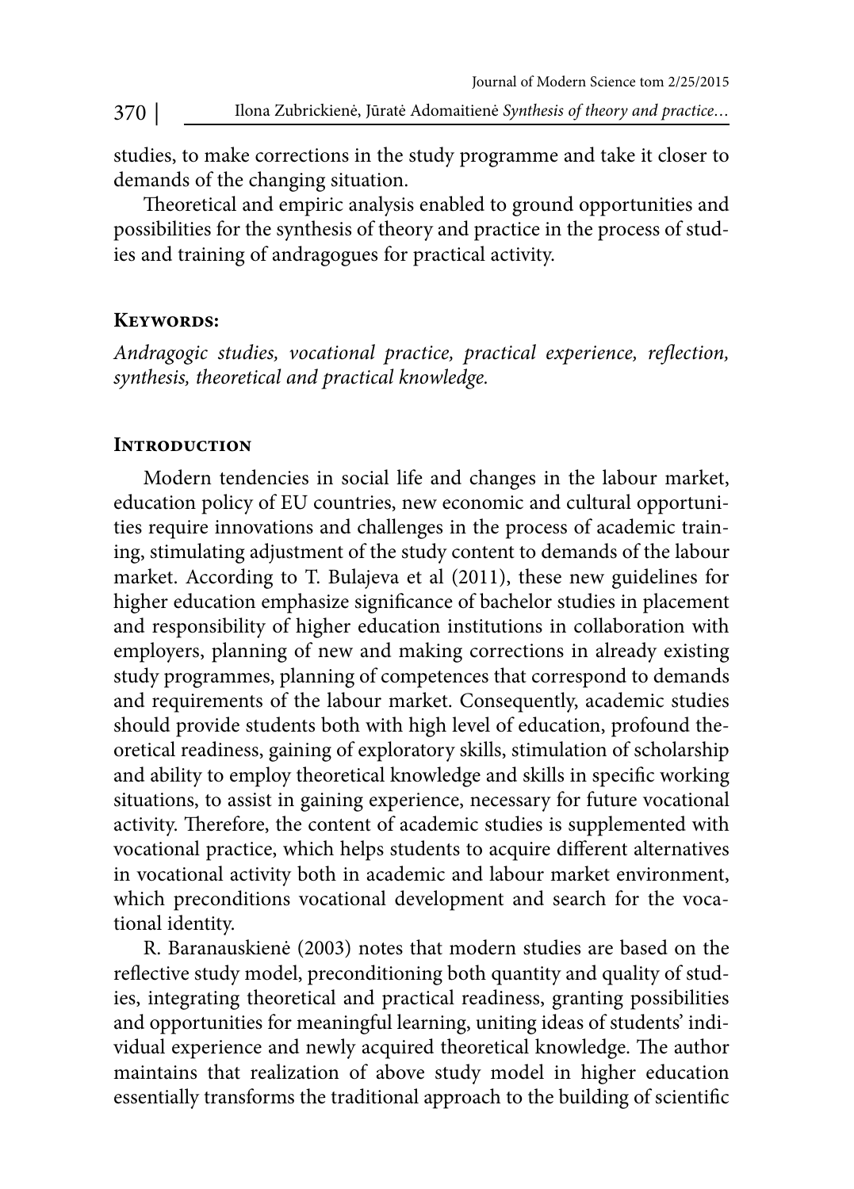studies, to make corrections in the study programme and take it closer to demands of the changing situation.

Theoretical and empiric analysis enabled to ground opportunities and possibilities for the synthesis of theory and practice in the process of studies and training of andragogues for practical activity.

## Keywords:

*Andragogic studies, vocational practice, practical experience, reflection, synthesis, theoretical and practical knowledge.*

## Introduction

Modern tendencies in social life and changes in the labour market, education policy of EU countries, new economic and cultural opportunities require innovations and challenges in the process of academic training, stimulating adjustment of the study content to demands of the labour market. According to T. Bulajeva et al (2011), these new guidelines for higher education emphasize significance of bachelor studies in placement and responsibility of higher education institutions in collaboration with employers, planning of new and making corrections in already existing study programmes, planning of competences that correspond to demands and requirements of the labour market. Consequently, academic studies should provide students both with high level of education, profound theoretical readiness, gaining of exploratory skills, stimulation of scholarship and ability to employ theoretical knowledge and skills in specific working situations, to assist in gaining experience, necessary for future vocational activity. Therefore, the content of academic studies is supplemented with vocational practice, which helps students to acquire different alternatives in vocational activity both in academic and labour market environment, which preconditions vocational development and search for the vocational identity.

R. Baranauskienė (2003) notes that modern studies are based on the reflective study model, preconditioning both quantity and quality of studies, integrating theoretical and practical readiness, granting possibilities and opportunities for meaningful learning, uniting ideas of students' individual experience and newly acquired theoretical knowledge. The author maintains that realization of above study model in higher education essentially transforms the traditional approach to the building of scientific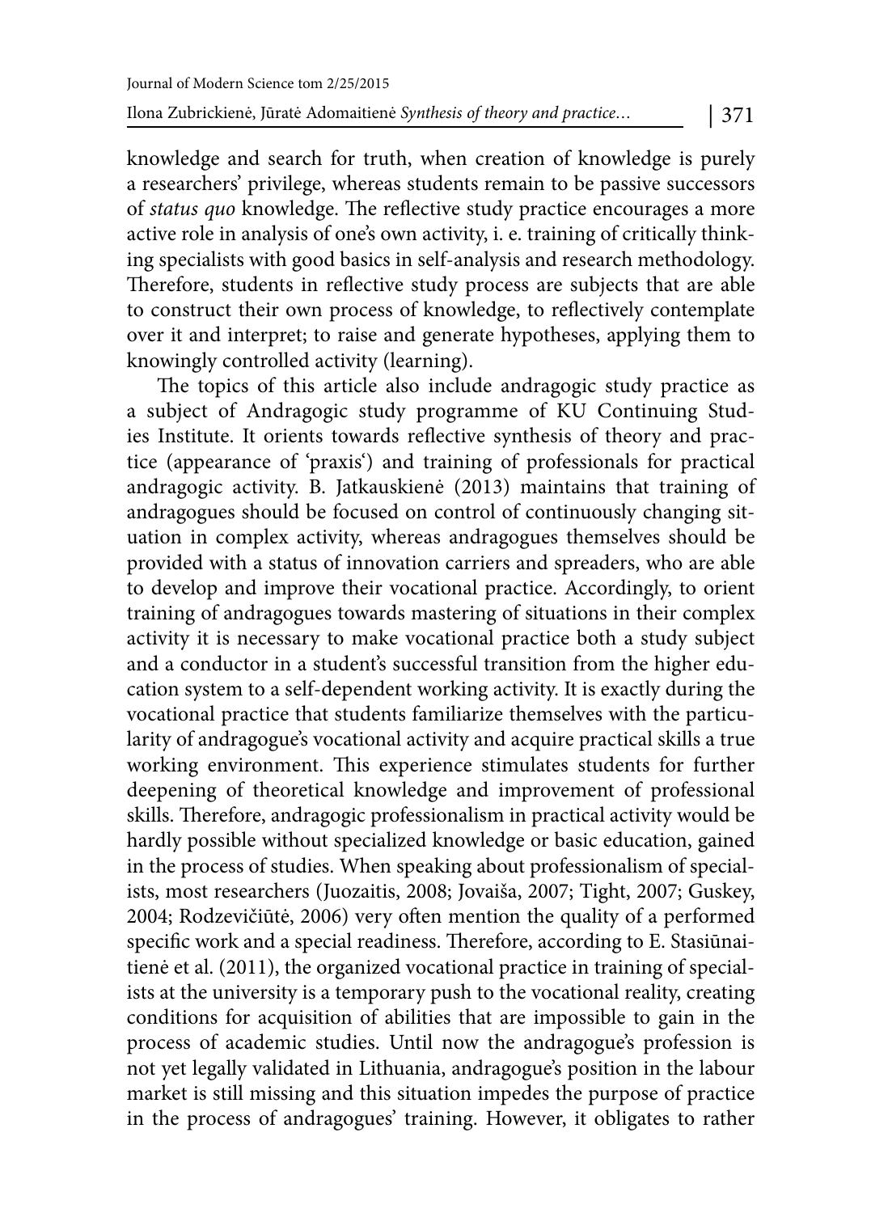knowledge and search for truth, when creation of knowledge is purely a researchers' privilege, whereas students remain to be passive successors of *status quo* knowledge. The reflective study practice encourages a more active role in analysis of one's own activity, i. e. training of critically thinking specialists with good basics in self-analysis and research methodology. Therefore, students in reflective study process are subjects that are able to construct their own process of knowledge, to reflectively contemplate over it and interpret; to raise and generate hypotheses, applying them to knowingly controlled activity (learning).

The topics of this article also include andragogic study practice as a subject of Andragogic study programme of KU Continuing Studies Institute. It orients towards reflective synthesis of theory and practice (appearance of 'praxis') and training of professionals for practical andragogic activity. B. Jatkauskienė (2013) maintains that training of andragogues should be focused on control of continuously changing situation in complex activity, whereas andragogues themselves should be provided with a status of innovation carriers and spreaders, who are able to develop and improve their vocational practice. Accordingly, to orient training of andragogues towards mastering of situations in their complex activity it is necessary to make vocational practice both a study subject and a conductor in a student's successful transition from the higher education system to a self-dependent working activity. It is exactly during the vocational practice that students familiarize themselves with the particularity of andragogue's vocational activity and acquire practical skills a true working environment. This experience stimulates students for further deepening of theoretical knowledge and improvement of professional skills. Therefore, andragogic professionalism in practical activity would be hardly possible without specialized knowledge or basic education, gained in the process of studies. When speaking about professionalism of specialists, most researchers (Juozaitis, 2008; Jovaiša, 2007; Tight, 2007; Guskey, 2004; Rodzevičiūtė, 2006) very often mention the quality of a performed specific work and a special readiness. Therefore, according to E. Stasiūnaitienė et al. (2011), the organized vocational practice in training of specialists at the university is a temporary push to the vocational reality, creating conditions for acquisition of abilities that are impossible to gain in the process of academic studies. Until now the andragogue's profession is not yet legally validated in Lithuania, andragogue's position in the labour market is still missing and this situation impedes the purpose of practice in the process of andragogues' training. However, it obligates to rather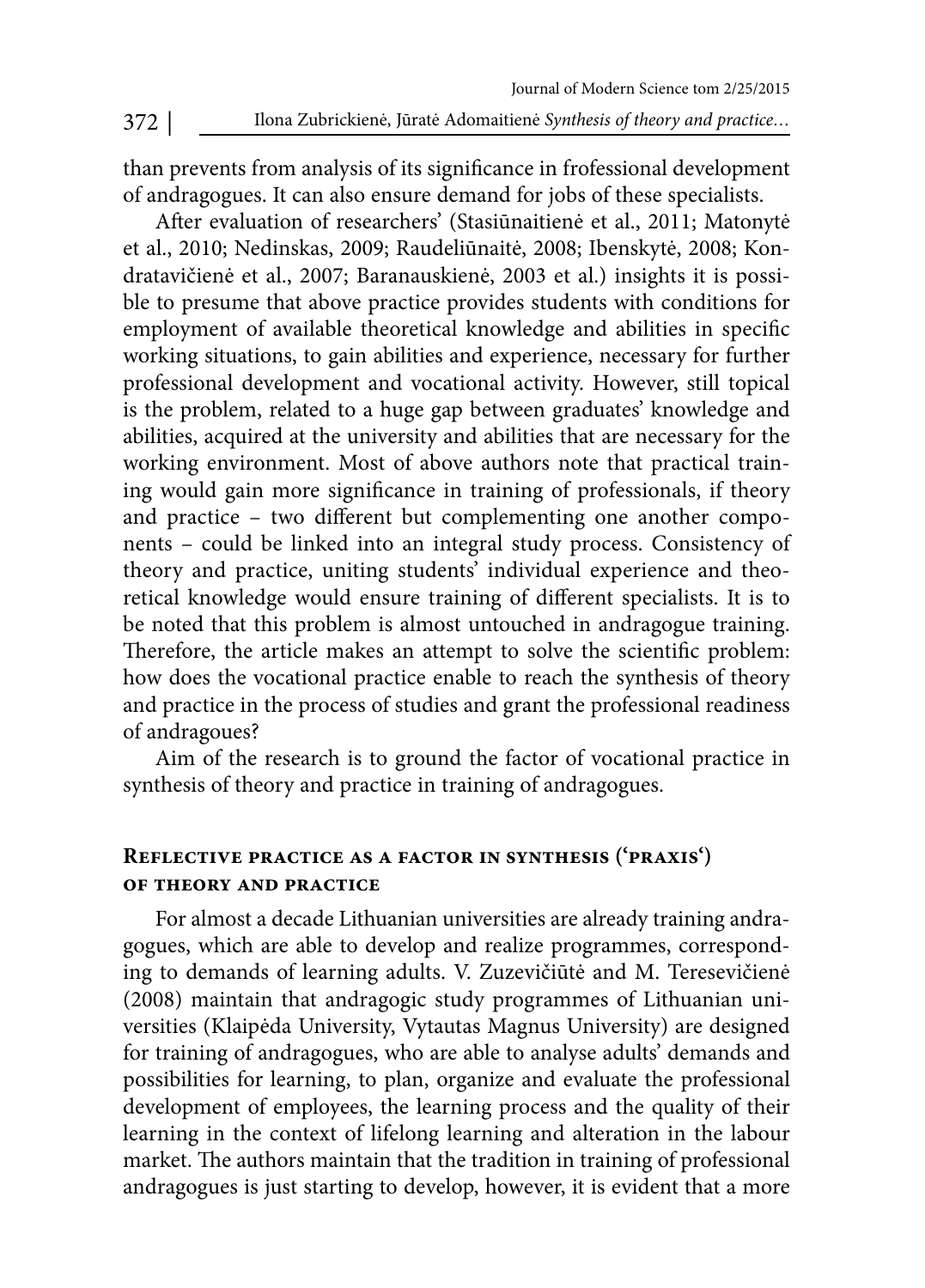than prevents from analysis of its significance in professional development of andragogues. It can also ensure demand for jobs of these specialists.

After evaluation of researchers' (Stasiūnaitienė et al., 2011; Matonytė et al., 2010; Nedinskas, 2009; Raudeliūnaitė, 2008; Ibenskytė, 2008; Kondratavičienė et al., 2007; Baranauskienė, 2003 et al.) insights it is possible to presume that above practice provides students with conditions for employment of available theoretical knowledge and abilities in specific working situations, to gain abilities and experience, necessary for further professional development and vocational activity. However, still topical is the problem, related to a huge gap between graduates' knowledge and abilities, acquired at the university and abilities that are necessary for the working environment. Most of above authors note that practical training would gain more significance in training of professionals, if theory and practice – two different but complementing one another components – could be linked into an integral study process. Consistency of theory and practice, uniting students' individual experience and theoretical knowledge would ensure training of different specialists. It is to be noted that this problem is almost untouched in andragogue training. Therefore, the article makes an attempt to solve the scientific problem: how does the vocational practice enable to reach the synthesis of theory and practice in the process of studies and grant the professional readiness of andragoues?

Aim of the research is to ground the factor of vocational practice in synthesis of theory and practice in training of andragogues.

## Reflective practice as a factor in synthesis ('praxis') of theory and practice

For almost a decade Lithuanian universities are already training andragogues, which are able to develop and realize programmes, corresponding to demands of learning adults. V. Zuzevičiūtė and M. Teresevičienė (2008) maintain that andragogic study programmes of Lithuanian universities (Klaipėda University, Vytautas Magnus University) are designed for training of andragogues, who are able to analyse adults' demands and possibilities for learning, to plan, organize and evaluate the professional development of employees, the learning process and the quality of their learning in the context of lifelong learning and alteration in the labour market. The authors maintain that the tradition in training of professional andragogues is just starting to develop, however, it is evident that a more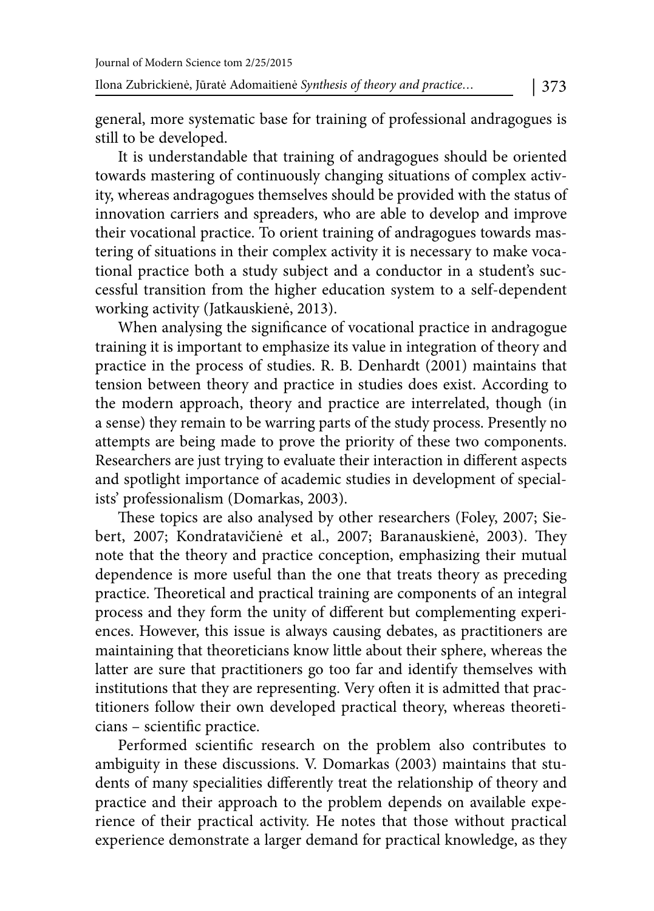general, more systematic base for training of professional andragogues is still to be developed.

It is understandable that training of andragogues should be oriented towards mastering of continuously changing situations of complex activity, whereas andragogues themselves should be provided with the status of innovation carriers and spreaders, who are able to develop and improve their vocational practice. To orient training of andragogues towards mastering of situations in their complex activity it is necessary to make vocational practice both a study subject and a conductor in a student's successful transition from the higher education system to a self-dependent working activity (Jatkauskienė, 2013).

When analysing the significance of vocational practice in andragogue training it is important to emphasize its value in integration of theory and practice in the process of studies. R. B. Denhardt (2001) maintains that tension between theory and practice in studies does exist. According to the modern approach, theory and practice are interrelated, though (in a sense) they remain to be warring parts of the study process. Presently no attempts are being made to prove the priority of these two components. Researchers are just trying to evaluate their interaction in different aspects and spotlight importance of academic studies in development of specialists' professionalism (Domarkas, 2003).

These topics are also analysed by other researchers (Foley, 2007; Siebert, 2007; Kondratavičienė et al., 2007; Baranauskienė, 2003). They note that the theory and practice conception, emphasizing their mutual dependence is more useful than the one that treats theory as preceding practice. Theoretical and practical training are components of an integral process and they form the unity of different but complementing experiences. However, this issue is always causing debates, as practitioners are maintaining that theoreticians know little about their sphere, whereas the latter are sure that practitioners go too far and identify themselves with institutions that they are representing. Very often it is admitted that practitioners follow their own developed practical theory, whereas theoreticians – scientific practice.

Performed scientific research on the problem also contributes to ambiguity in these discussions. V. Domarkas (2003) maintains that students of many specialities differently treat the relationship of theory and practice and their approach to the problem depends on available experience of their practical activity. He notes that those without practical experience demonstrate a larger demand for practical knowledge, as they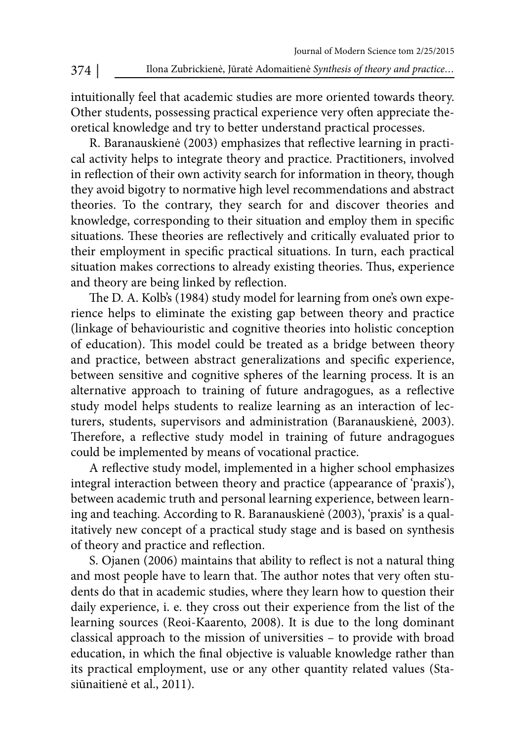intuitionally feel that academic studies are more oriented towards theory. Other students, possessing practical experience very often appreciate theoretical knowledge and try to better understand practical processes.

R. Baranauskienė (2003) emphasizes that reflective learning in practical activity helps to integrate theory and practice. Practitioners, involved in reflection of their own activity search for information in theory, though they avoid bigotry to normative high level recommendations and abstract theories. To the contrary, they search for and discover theories and knowledge, corresponding to their situation and employ them in specific situations. These theories are reflectively and critically evaluated prior to their employment in specific practical situations. In turn, each practical situation makes corrections to already existing theories. Thus, experience and theory are being linked by reflection.

The D. A. Kolb's (1984) study model for learning from one's own experience helps to eliminate the existing gap between theory and practice (linkage of behaviouristic and cognitive theories into holistic conception of education). This model could be treated as a bridge between theory and practice, between abstract generalizations and specific experience, between sensitive and cognitive spheres of the learning process. It is an alternative approach to training of future andragogues, as a reflective study model helps students to realize learning as an interaction of lecturers, students, supervisors and administration (Baranauskienė, 2003). Therefore, a reflective study model in training of future andragogues could be implemented by means of vocational practice.

A reflective study model, implemented in a higher school emphasizes integral interaction between theory and practice (appearance of 'praxis'), between academic truth and personal learning experience, between learning and teaching. According to R. Baranauskienė (2003), 'praxis' is a qualitatively new concept of a practical study stage and is based on synthesis of theory and practice and reflection.

S. Ojanen (2006) maintains that ability to reflect is not a natural thing and most people have to learn that. The author notes that very often students do that in academic studies, where they learn how to question their daily experience, i. e. they cross out their experience from the list of the learning sources (Reoi-Kaarento, 2008). It is due to the long dominant classical approach to the mission of universities – to provide with broad education, in which the final objective is valuable knowledge rather than its practical employment, use or any other quantity related values (Stasiūnaitienė et al., 2011).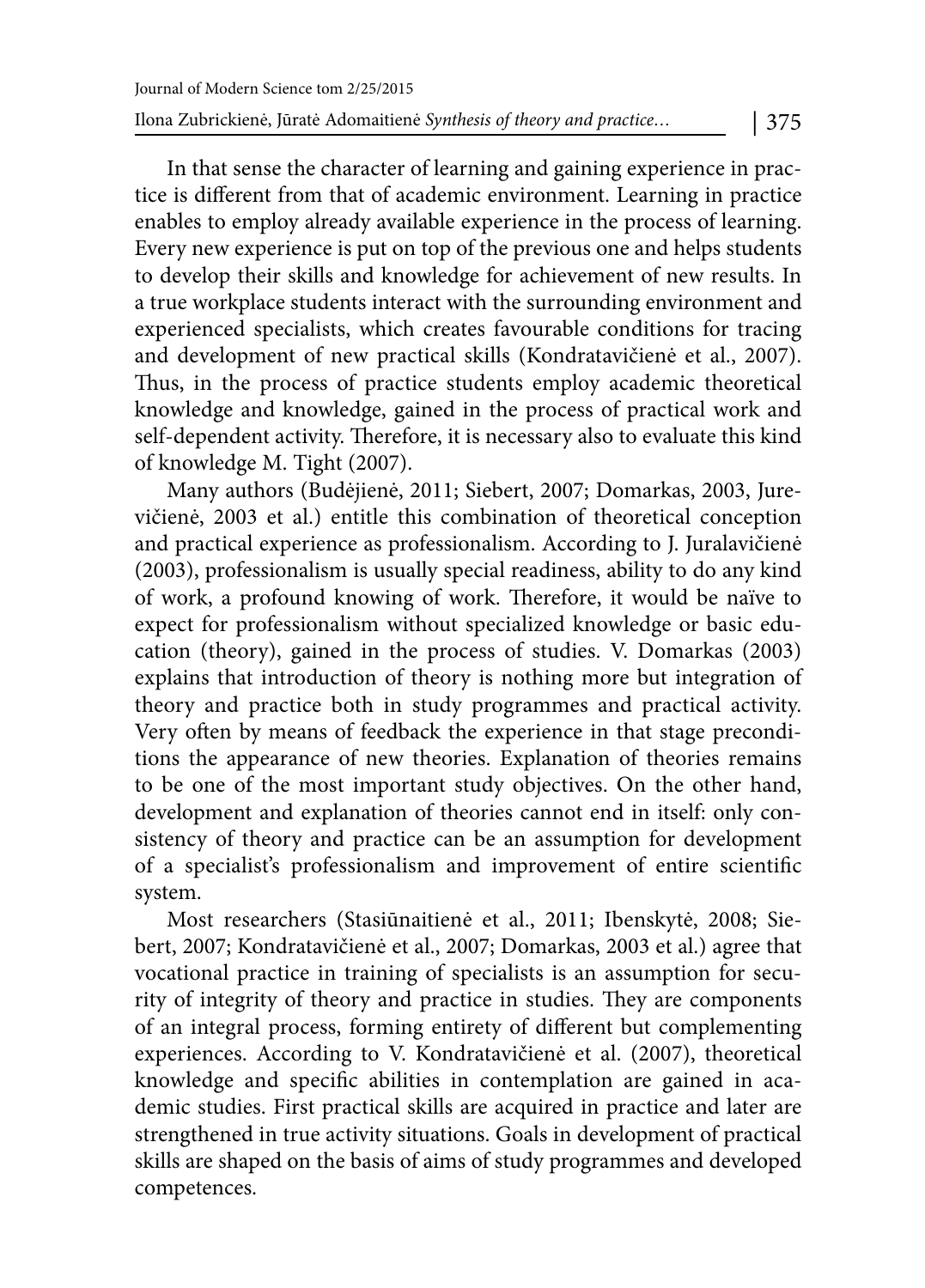In that sense the character of learning and gaining experience in practice is different from that of academic environment. Learning in practice enables to employ already available experience in the process of learning. Every new experience is put on top of the previous one and helps students to develop their skills and knowledge for achievement of new results. In a true workplace students interact with the surrounding environment and experienced specialists, which creates favourable conditions for tracing and development of new practical skills (Kondratavičienė et al., 2007). Thus, in the process of practice students employ academic theoretical knowledge and knowledge, gained in the process of practical work and self-dependent activity. Therefore, it is necessary also to evaluate this kind of knowledge M. Tight (2007).

Many authors (Budėjienė, 2011; Siebert, 2007; Domarkas, 2003, Jurevičienė, 2003 et al.) entitle this combination of theoretical conception and practical experience as professionalism. According to J. Juralavičienė (2003), professionalism is usually special readiness, ability to do any kind of work, a profound knowing of work. Therefore, it would be naïve to expect for professionalism without specialized knowledge or basic education (theory), gained in the process of studies. V. Domarkas (2003) explains that introduction of theory is nothing more but integration of theory and practice both in study programmes and practical activity. Very often by means of feedback the experience in that stage preconditions the appearance of new theories. Explanation of theories remains to be one of the most important study objectives. On the other hand, development and explanation of theories cannot end in itself: only consistency of theory and practice can be an assumption for development of a specialist's professionalism and improvement of entire scientific system.

Most researchers (Stasiūnaitienė et al., 2011; Ibenskytė, 2008; Siebert, 2007; Kondratavičienė et al., 2007; Domarkas, 2003 et al.) agree that vocational practice in training of specialists is an assumption for security of integrity of theory and practice in studies. They are components of an integral process, forming entirety of different but complementing experiences. According to V. Kondratavičienė et al. (2007), theoretical knowledge and specific abilities in contemplation are gained in academic studies. First practical skills are acquired in practice and later are strengthened in true activity situations. Goals in development of practical skills are shaped on the basis of aims of study programmes and developed competences.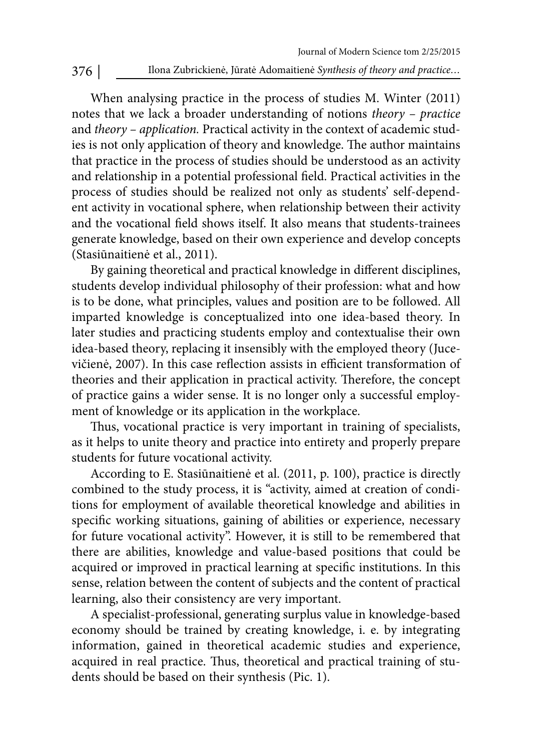When analysing practice in the process of studies M. Winter (2011) notes that we lack a broader understanding of notions *theory – practice* and *theory – application.* Practical activity in the context of academic studies is not only application of theory and knowledge. The author maintains that practice in the process of studies should be understood as an activity and relationship in a potential professional field. Practical activities in the process of studies should be realized not only as students' self-dependent activity in vocational sphere, when relationship between their activity and the vocational field shows itself. It also means that students-trainees generate knowledge, based on their own experience and develop concepts (Stasiūnaitienė et al., 2011).

By gaining theoretical and practical knowledge in different disciplines, students develop individual philosophy of their profession: what and how is to be done, what principles, values and position are to be followed. All imparted knowledge is conceptualized into one idea-based theory. In later studies and practicing students employ and contextualise their own idea-based theory, replacing it insensibly with the employed theory (Jucevičienė, 2007). In this case reflection assists in efficient transformation of theories and their application in practical activity. Therefore, the concept of practice gains a wider sense. It is no longer only a successful employment of knowledge or its application in the workplace.

Thus, vocational practice is very important in training of specialists, as it helps to unite theory and practice into entirety and properly prepare students for future vocational activity.

According to E. Stasiūnaitienė et al. (2011, p. 100), practice is directly combined to the study process, it is "activity, aimed at creation of conditions for employment of available theoretical knowledge and abilities in specific working situations, gaining of abilities or experience, necessary for future vocational activity". However, it is still to be remembered that there are abilities, knowledge and value-based positions that could be acquired or improved in practical learning at specific institutions. In this sense, relation between the content of subjects and the content of practical learning, also their consistency are very important.

A specialist-professional, generating surplus value in knowledge-based economy should be trained by creating knowledge, i. e. by integrating information, gained in theoretical academic studies and experience, acquired in real practice. Thus, theoretical and practical training of students should be based on their synthesis (Pic. 1).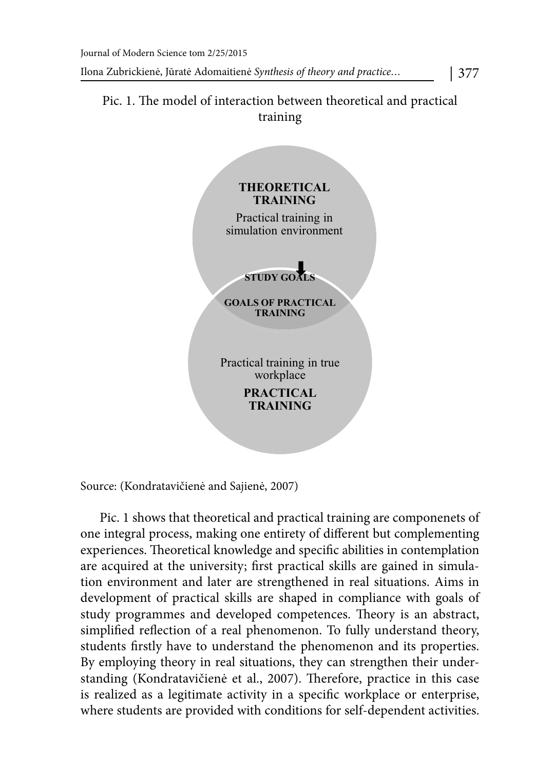Pic. 1. The model of interaction between theoretical and practical training

**THEORETICAL TRAINING**

Practical training in simulation environment

**STUDY GOALS**

**GOALS OF PRACTICAL TRAINING**

Practical training in true workplace

**PRACTICAL TRAINING**

Source: (Kondratavičienė and Sajienė, 2007)

Pic. 1 shows that theoretical and practical training are componenets of one integral process, making one entirety of different but complementing experiences. Theoretical knowledge and specific abilities in contemplation are acquired at the university; first practical skills are gained in simulation environment and later are strengthened in real situations. Aims in development of practical skills are shaped in compliance with goals of study programmes and developed competences. Theory is an abstract, simplified reflection of a real phenomenon. To fully understand theory, students firstly have to understand the phenomenon and its properties. By employing theory in real situations, they can strengthen their understanding (Kondratavičienė et al., 2007). Therefore, practice in this case is realized as a legitimate activity in a specific workplace or enterprise, where students are provided with conditions for self-dependent activities.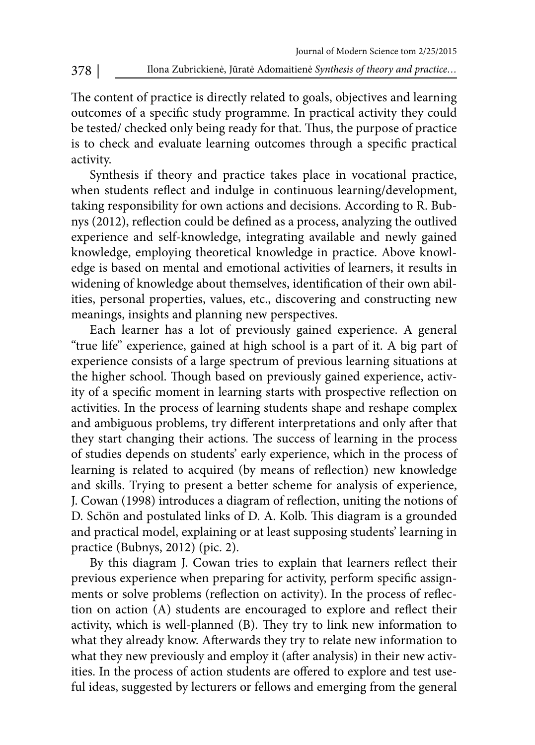The content of practice is directly related to goals, objectives and learning outcomes of a specific study programme. In practical activity they could be tested/ checked only being ready for that. Thus, the purpose of practice is to check and evaluate learning outcomes through a specific practical activity.

Synthesis if theory and practice takes place in vocational practice, when students reflect and indulge in continuous learning/development, taking responsibility for own actions and decisions. According to R. Bubnys (2012), reflection could be defined as a process, analyzing the outlived experience and self-knowledge, integrating available and newly gained knowledge, employing theoretical knowledge in practice. Above knowledge is based on mental and emotional activities of learners, it results in widening of knowledge about themselves, identification of their own abilities, personal properties, values, etc., discovering and constructing new meanings, insights and planning new perspectives.

Each learner has a lot of previously gained experience. A general "true life" experience, gained at high school is a part of it. A big part of experience consists of a large spectrum of previous learning situations at the higher school. Though based on previously gained experience, activity of a specific moment in learning starts with prospective reflection on activities. In the process of learning students shape and reshape complex and ambiguous problems, try different interpretations and only after that they start changing their actions. The success of learning in the process of studies depends on students' early experience, which in the process of learning is related to acquired (by means of reflection) new knowledge and skills. Trying to present a better scheme for analysis of experience, J. Cowan (1998) introduces a diagram of reflection, uniting the notions of D. Schön and postulated links of D. A. Kolb. This diagram is a grounded and practical model, explaining or at least supposing students' learning in practice (Bubnys, 2012) (pic. 2).

By this diagram J. Cowan tries to explain that learners reflect their previous experience when preparing for activity, perform specific assignments or solve problems (reflection on activity). In the process of reflection on action (A) students are encouraged to explore and reflect their activity, which is well-planned (B). They try to link new information to what they already know. Afterwards they try to relate new information to what they new previously and employ it (after analysis) in their new activities. In the process of action students are offered to explore and test useful ideas, suggested by lecturers or fellows and emerging from the general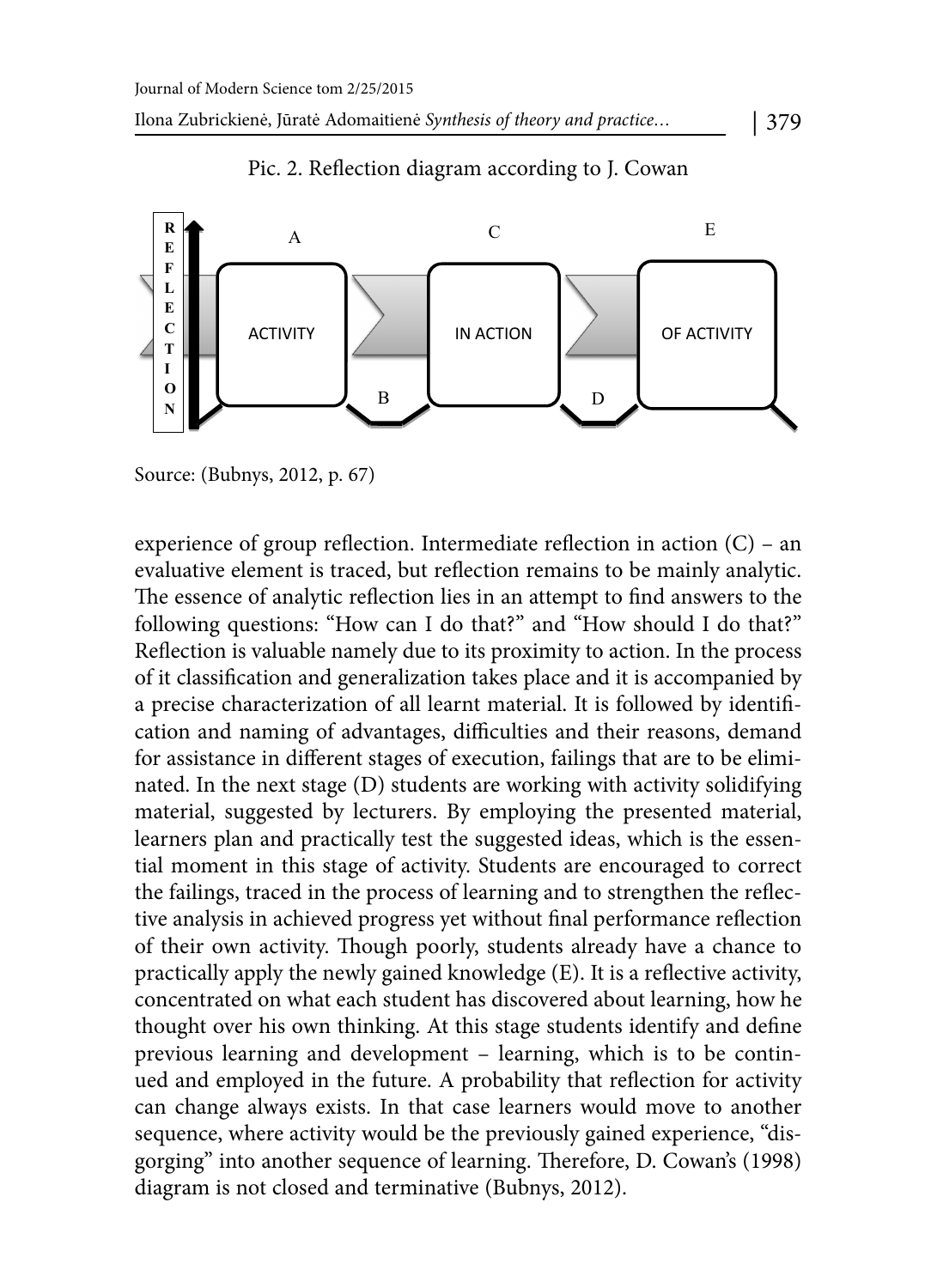Pic. 2. Reflection diagram according to J. Cowan

Source: (Bubnys, 2012, p. 67)

experience of group reflection. Intermediate reflection in action (C) – an evaluative element is traced, but reflection remains to be mainly analytic. The essence of analytic reflection lies in an attempt to find answers to the following questions: "How can I do that?" and "How should I do that?" Reflection is valuable namely due to its proximity to action. In the process of it classification and generalization takes place and it is accompanied by a precise characterization of all learnt material. It is followed by identification and naming of advantages, difficulties and their reasons, demand for assistance in different stages of execution, failings that are to be eliminated. In the next stage (D) students are working with activity solidifying material, suggested by lecturers. By employing the presented material, learners plan and practically test the suggested ideas, which is the essential moment in this stage of activity. Students are encouraged to correct the failings, traced in the process of learning and to strengthen the reflective analysis in achieved progress yet without final performance reflection of their own activity. Though poorly, students already have a chance to practically apply the newly gained knowledge (E). It is a reflective activity, concentrated on what each student has discovered about learning, how he thought over his own thinking. At this stage students identify and define previous learning and development – learning, which is to be continued and employed in the future. A probability that reflection for activity can change always exists. In that case learners would move to another sequence, where activity would be the previously gained experience, "disgorging" into another sequence of learning. Therefore, D. Cowan's (1998) diagram is not closed and terminative (Bubnys, 2012).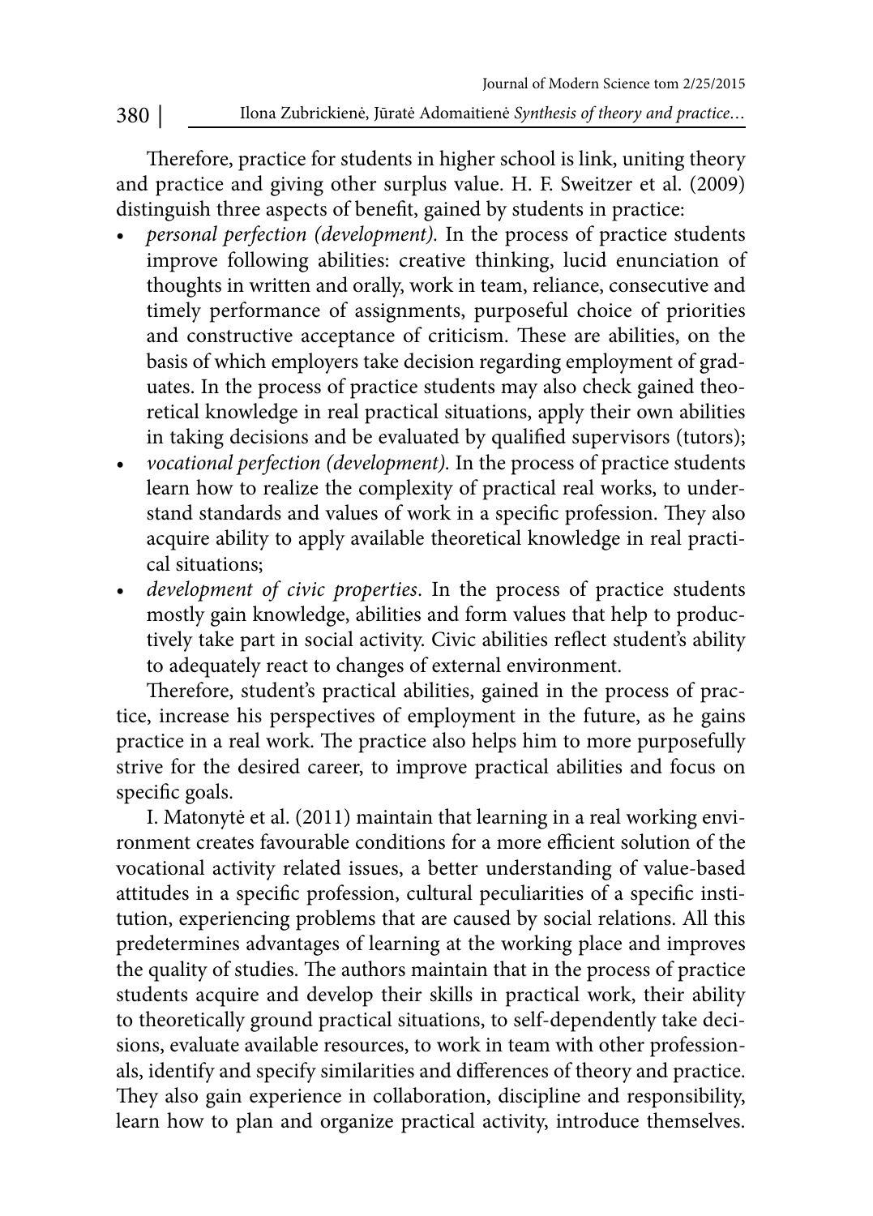Therefore, practice for students in higher school is link, uniting theory and practice and giving other surplus value. H. F. Sweitzer et al. (2009) distinguish three aspects of benefit, gained by students in practice:

- *personal perfection (development)*. In the process of practice students improve following abilities: creative thinking, lucid enunciation of thoughts in written and orally, work in team, reliance, consecutive and timely performance of assignments, purposeful choice of priorities and constructive acceptance of criticism. These are abilities, on the basis of which employers take decision regarding employment of graduates. In the process of practice students may also check gained theoretical knowledge in real practical situations, apply their own abilities in taking decisions and be evaluated by qualified supervisors (tutors);
- *vocational perfection (development)*. In the process of practice students learn how to realize the complexity of practical real works, to understand standards and values of work in a specific profession. They also acquire ability to apply available theoretical knowledge in real practical situations;
- *development of civic properties*. In the process of practice students mostly gain knowledge, abilities and form values that help to productively take part in social activity. Civic abilities reflect student's ability to adequately react to changes of external environment.

Therefore, student's practical abilities, gained in the process of practice, increase his perspectives of employment in the future, as he gains practice in a real work. The practice also helps him to more purposefully strive for the desired career, to improve practical abilities and focus on specific goals.

I. Matonytė et al. (2011) maintain that learning in a real working environment creates favourable conditions for a more efficient solution of the vocational activity related issues, a better understanding of value-based attitudes in a specific profession, cultural peculiarities of a specific institution, experiencing problems that are caused by social relations. All this predetermines advantages of learning at the working place and improves the quality of studies. The authors maintain that in the process of practice students acquire and develop their skills in practical work, their ability to theoretically ground practical situations, to self-dependently take decisions, evaluate available resources, to work in team with other professionals, identify and specify similarities and differences of theory and practice. They also gain experience in collaboration, discipline and responsibility, learn how to plan and organize practical activity, introduce themselves.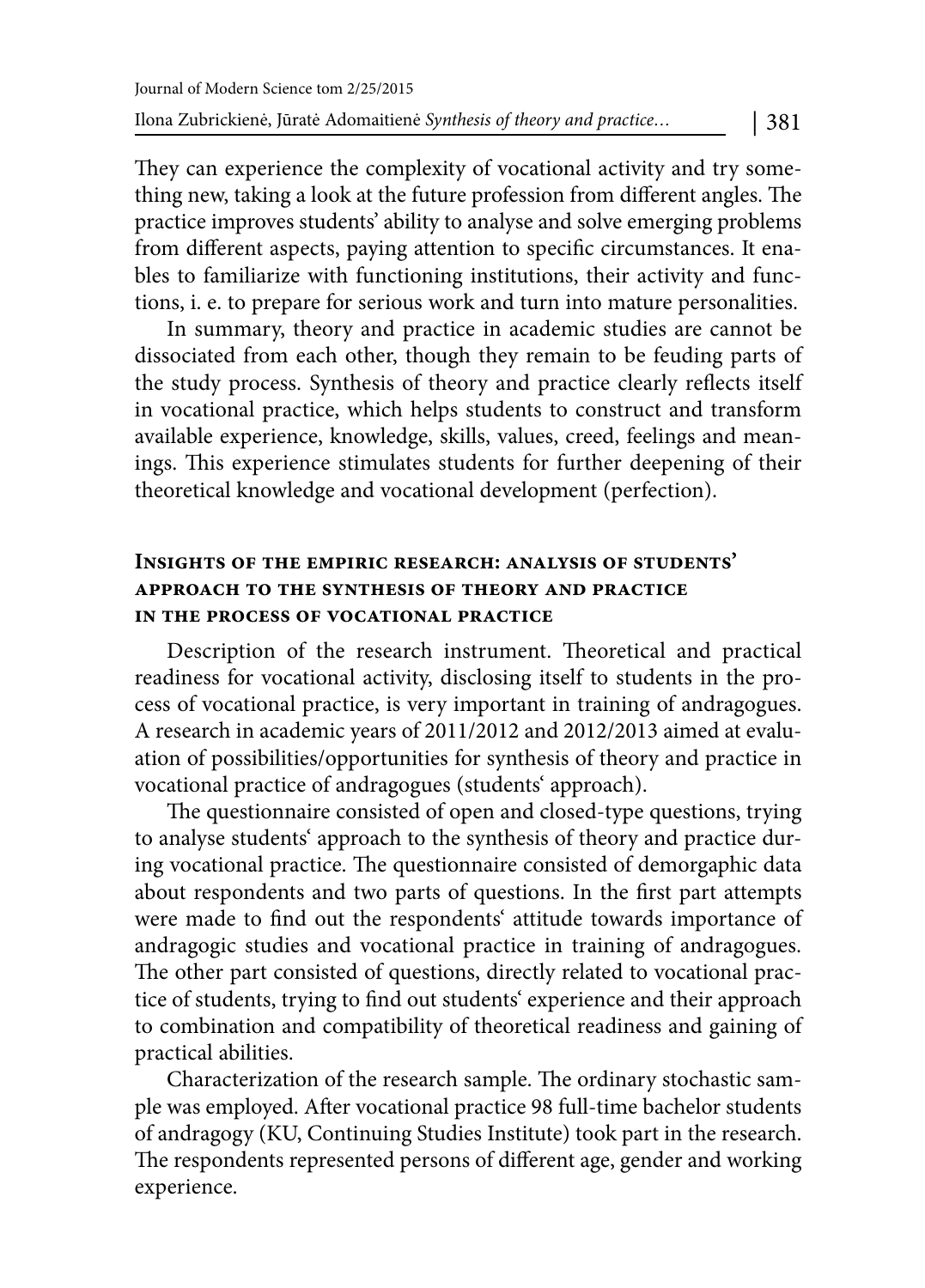They can experience the complexity of vocational activity and try something new, taking a look at the future profession from different angles. The practice improves students' ability to analyse and solve emerging problems from different aspects, paying attention to specific circumstances. It enables to familiarize with functioning institutions, their activity and functions, i. e. to prepare for serious work and turn into mature personalities.

In summary, theory and practice in academic studies are cannot be dissociated from each other, though they remain to be feuding parts of the study process. Synthesis of theory and practice clearly reflects itself in vocational practice, which helps students to construct and transform available experience, knowledge, skills, values, creed, feelings and meanings. This experience stimulates students for further deepening of their theoretical knowledge and vocational development (perfection).

## Insights of the empiric research: analysis of students' approach to the synthesis of theory and practice in the process of vocational practice

Description of the research instrument. Theoretical and practical readiness for vocational activity, disclosing itself to students in the process of vocational practice, is very important in training of andragogues. A research in academic years of 2011/2012 and 2012/2013 aimed at evaluation of possibilities/opportunities for synthesis of theory and practice in vocational practice of andragogues (students�que approach).

The questionnaire consisted of open and closed-type questions, trying to analyse students' approach to the synthesis of theory and practice during vocational practice. The questionnaire consisted of demorgaphic data about respondents and two parts of questions. In the first part attempts were made to find out the respondents' attitude towards importance of andragogic studies and vocational practice in training of andragogues. The other part consisted of questions, directly related to vocational practice of students, trying to find out students' experience and their approach to combination and compatibility of theoretical readiness and gaining of practical abilities.

Characterization of the research sample. The ordinary stochastic sample was employed. After vocational practice 98 full-time bachelor students of andragogy (KU, Continuing Studies Institute) took part in the research. The respondents represented persons of different age, gender and working experience.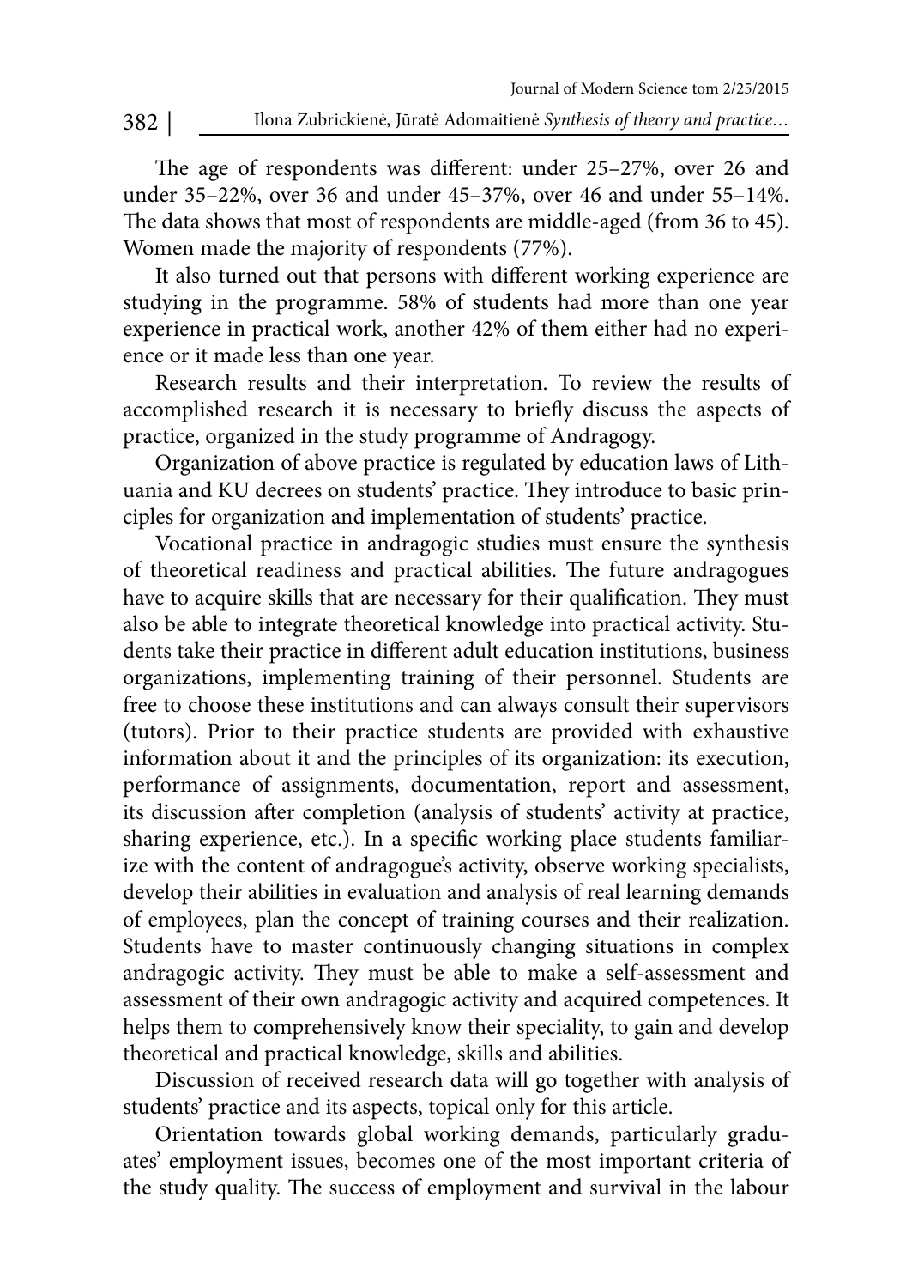The age of respondents was different: under 25–27%, over 26 and under 35–22%, over 36 and under 45–37%, over 46 and under 55–14%. The data shows that most of respondents are middle-aged (from 36 to 45). Women made the majority of respondents (77%).

It also turned out that persons with different working experience are studying in the programme. 58% of students had more than one year experience in practical work, another 42% of them either had no experience or it made less than one year.

Research results and their interpretation. To review the results of accomplished research it is necessary to briefly discuss the aspects of practice, organized in the study programme of Andragogy.

Organization of above practice is regulated by education laws of Lithuania and KU decrees on students' practice. They introduce to basic principles for organization and implementation of students' practice.

Vocational practice in andragogic studies must ensure the synthesis of theoretical readiness and practical abilities. The future andragogues have to acquire skills that are necessary for their qualification. They must also be able to integrate theoretical knowledge into practical activity. Students take their practice in different adult education institutions, business organizations, implementing training of their personnel. Students are free to choose these institutions and can always consult their supervisors (tutors). Prior to their practice students are provided with exhaustive information about it and the principles of its organization: its execution, performance of assignments, documentation, report and assessment, its discussion after completion (analysis of students' activity at practice, sharing experience, etc.). In a specific working place students familiarize with the content of andragogue's activity, observe working specialists, develop their abilities in evaluation and analysis of real learning demands of employees, plan the concept of training courses and their realization. Students have to master continuously changing situations in complex andragogic activity. They must be able to make a self-assessment and assessment of their own andragogic activity and acquired competences. It helps them to comprehensively know their speciality, to gain and develop theoretical and practical knowledge, skills and abilities.

Discussion of received research data will go together with analysis of students' practice and its aspects, topical only for this article.

Orientation towards global working demands, particularly graduates' employment issues, becomes one of the most important criteria of the study quality. The success of employment and survival in the labour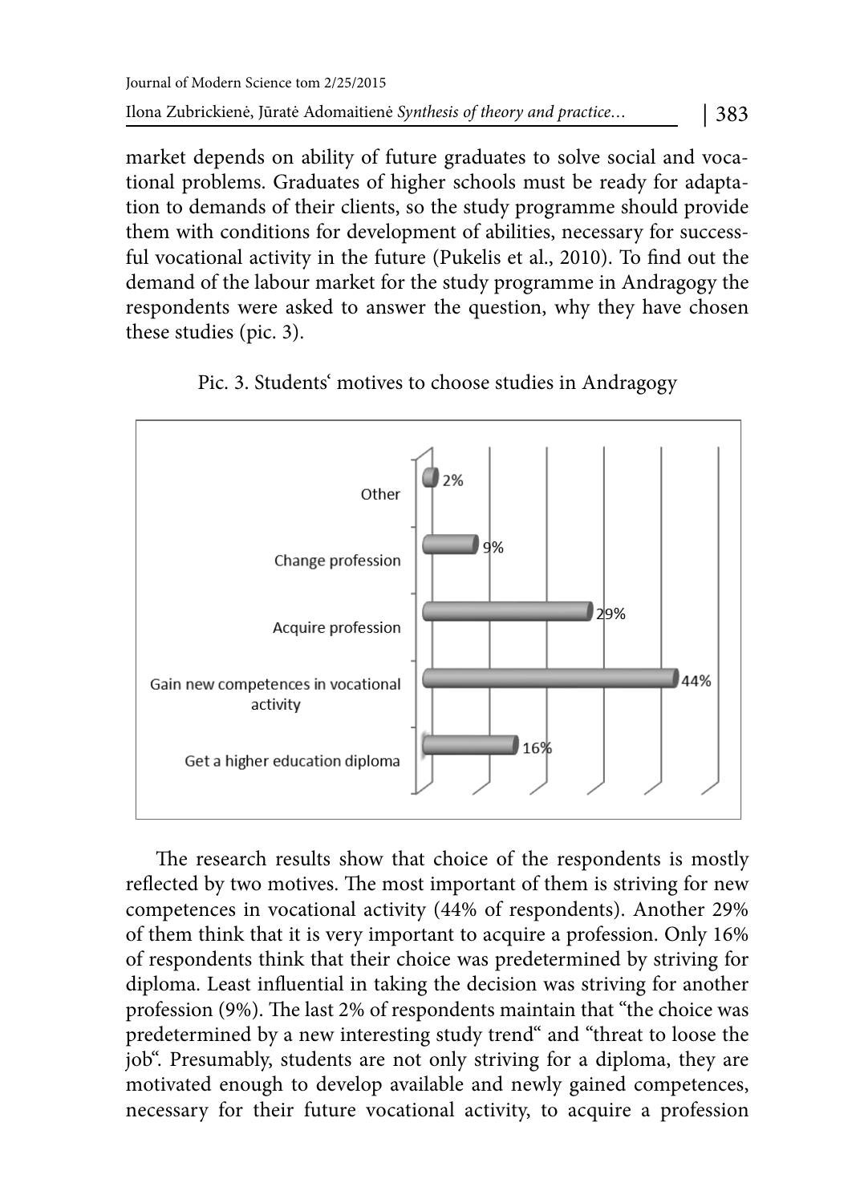market depends on ability of future graduates to solve social and vocational problems. Graduates of higher schools must be ready for adaptation to demands of their clients, so the study programme should provide them with conditions for development of abilities, necessary for successful vocational activity in the future (Pukelis et al., 2010). To find out the demand of the labour market for the study programme in Andragogy the respondents were asked to answer the question, why they have chosen these studies (pic. 3).

Pic. 3. Students' motives to choose studies in Andragogy

| Motive | Share |
|---|---|
| Other | 2% |
| Change profession | 9% |
| Acquire profession | 29% |
| Gain new competences in vocational activity | 44% |
| Get a higher education diploma | 16% |

The research results show that choice of the respondents is mostly reflected by two motives. The most important of them is striving for new competences in vocational activity (44% of respondents). Another 29% of them think that it is very important to acquire a profession. Only 16% of respondents think that their choice was predetermined by striving for diploma. Least influential in taking the decision was striving for another profession (9%). The last 2% of respondents maintain that "the choice was predetermined by a new interesting study trend" and "threat to loose the job". Presumably, students are not only striving for a diploma, they are motivated enough to develop available and newly gained competences, necessary for their future vocational activity, to acquire a profession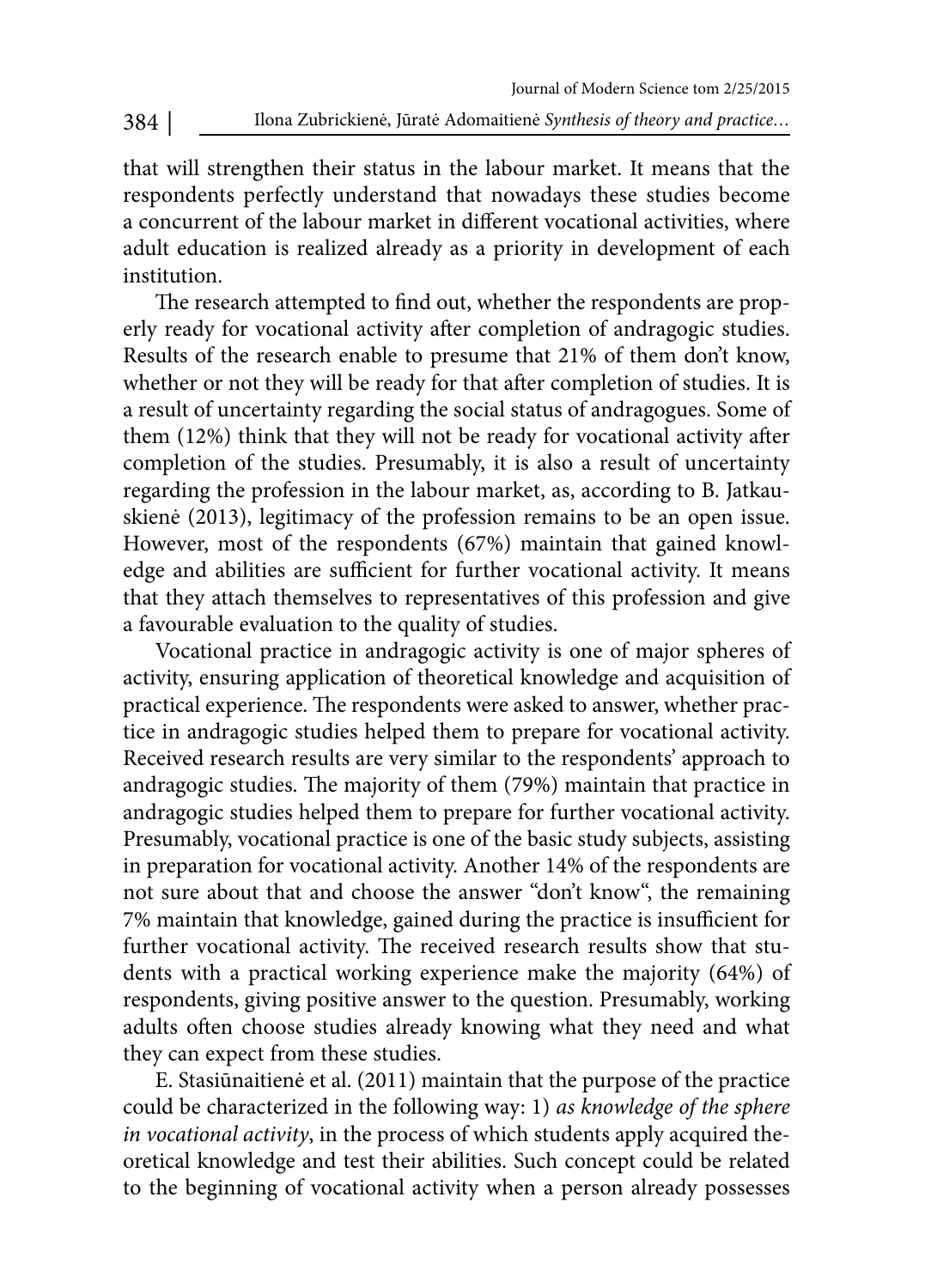that will strengthen their status in the labour market. It means that the respondents perfectly understand that nowadays these studies become a concurrent of the labour market in different vocational activities, where adult education is realized already as a priority in development of each institution.

The research attempted to find out, whether the respondents are properly ready for vocational activity after completion of andragogic studies. Results of the research enable to presume that 21% of them don't know, whether or not they will be ready for that after completion of studies. It is a result of uncertainty regarding the social status of andragogues. Some of them (12%) think that they will not be ready for vocational activity after completion of the studies. Presumably, it is also a result of uncertainty regarding the profession in the labour market, as, according to B. Jatkauskienė (2013), legitimacy of the profession remains to be an open issue. However, most of the respondents (67%) maintain that gained knowledge and abilities are sufficient for further vocational activity. It means that they attach themselves to representatives of this profession and give a favourable evaluation to the quality of studies.

Vocational practice in andragogic activity is one of major spheres of activity, ensuring application of theoretical knowledge and acquisition of practical experience. The respondents were asked to answer, whether practice in andragogic studies helped them to prepare for vocational activity. Received research results are very similar to the respondents' approach to andragogic studies. The majority of them (79%) maintain that practice in andragogic studies helped them to prepare for further vocational activity. Presumably, vocational practice is one of the basic study subjects, assisting in preparation for vocational activity. Another 14% of the respondents are not sure about that and choose the answer "don't know", the remaining 7% maintain that knowledge, gained during the practice is insufficient for further vocational activity. The received research results show that students with a practical working experience make the majority (64%) of respondents, giving positive answer to the question. Presumably, working adults often choose studies already knowing what they need and what they can expect from these studies.

E. Stasiūnaitienė et al. (2011) maintain that the purpose of the practice could be characterized in the following way: 1) *as knowledge of the sphere in vocational activity*, in the process of which students apply acquired theoretical knowledge and test their abilities. Such concept could be related to the beginning of vocational activity when a person already possesses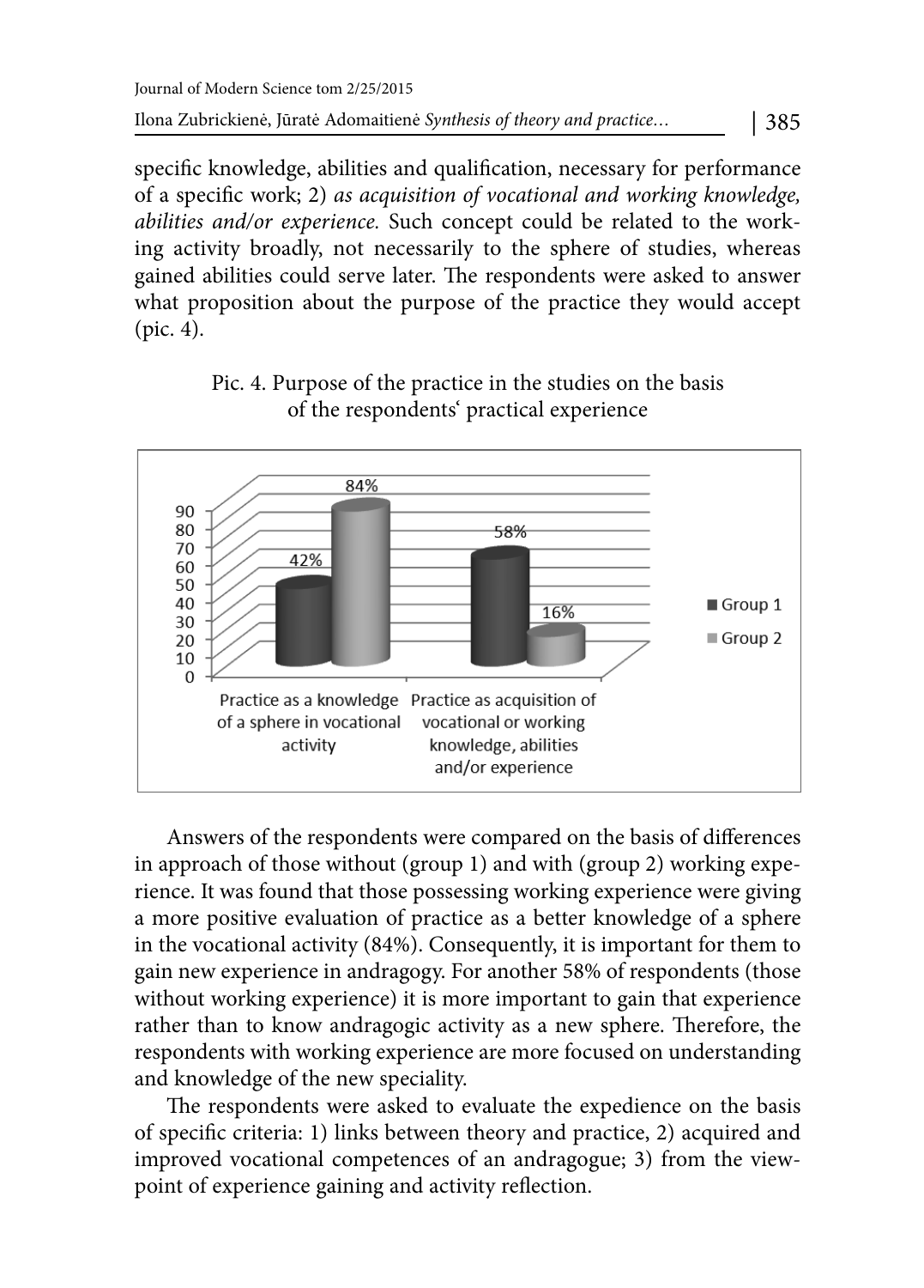specific knowledge, abilities and qualification, necessary for performance of a specific work; 2) *as acquisition of vocational and working knowledge, abilities and/or experience.* Such concept could be related to the working activity broadly, not necessarily to the sphere of studies, whereas gained abilities could serve later. The respondents were asked to answer what proposition about the purpose of the practice they would accept (pic. 4).

Pic. 4. Purpose of the practice in the studies on the basis of the respondents' practical experience

| | Group 1 | Group 2 |
|---|---|---|
| Practice as a knowledge of a sphere in vocational activity | 42% | 84% |
| Practice as acquisition of vocational or working knowledge, abilities and/or experience | 58% | 16% |

Answers of the respondents were compared on the basis of differences in approach of those without (group 1) and with (group 2) working experience. It was found that those possessing working experience were giving a more positive evaluation of practice as a better knowledge of a sphere in the vocational activity (84%). Consequently, it is important for them to gain new experience in andragogy. For another 58% of respondents (those without working experience) it is more important to gain that experience rather than to know andragogic activity as a new sphere. Therefore, the respondents with working experience are more focused on understanding and knowledge of the new speciality.

The respondents were asked to evaluate the expedience on the basis of specific criteria: 1) links between theory and practice, 2) acquired and improved vocational competences of an andragogue; 3) from the viewpoint of experience gaining and activity reflection.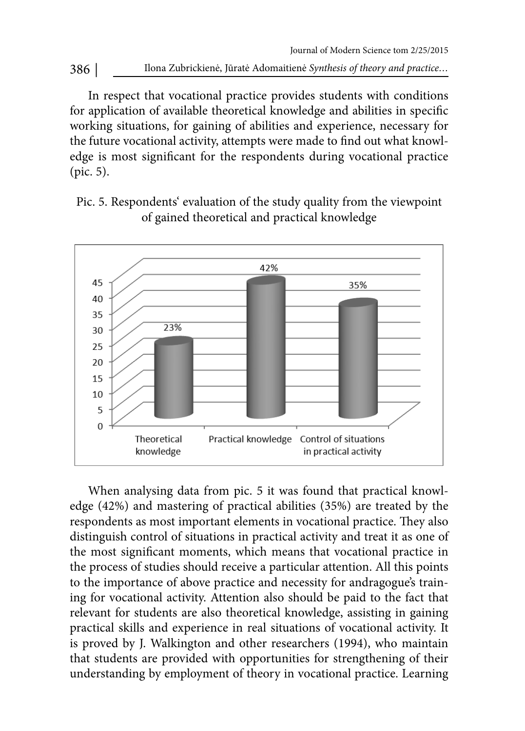In respect that vocational practice provides students with conditions for application of available theoretical knowledge and abilities in specific working situations, for gaining of abilities and experience, necessary for the future vocational activity, attempts were made to find out what knowledge is most significant for the respondents during vocational practice (pic. 5).

Pic. 5. Respondents' evaluation of the study quality from the viewpoint of gained theoretical and practical knowledge

When analysing data from pic. 5 it was found that practical knowledge (42%) and mastering of practical abilities (35%) are treated by the respondents as most important elements in vocational practice. They also distinguish control of situations in practical activity and treat it as one of the most significant moments, which means that vocational practice in the process of studies should receive a particular attention. All this points to the importance of above practice and necessity for andragogue's training for vocational activity. Attention also should be paid to the fact that relevant for students are also theoretical knowledge, assisting in gaining practical skills and experience in real situations of vocational activity. It is proved by J. Walkington and other researchers (1994), who maintain that students are provided with opportunities for strengthening of their understanding by employment of theory in vocational practice. Learning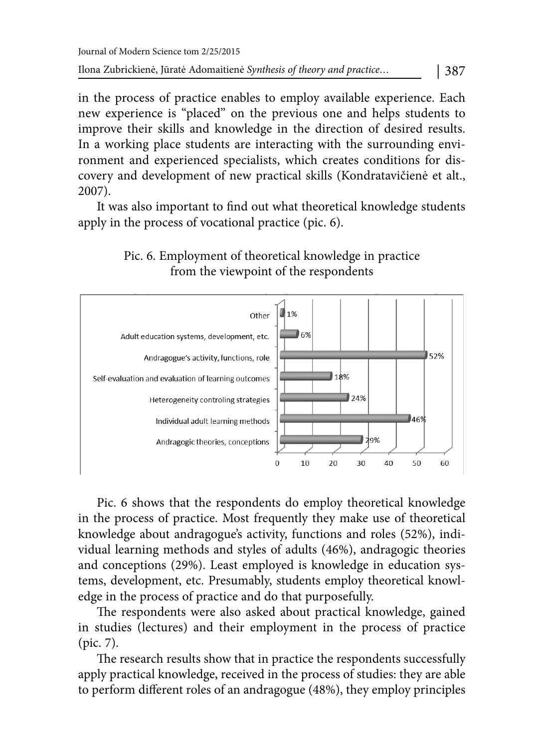in the process of practice enables to employ available experience. Each new experience is "placed" on the previous one and helps students to improve their skills and knowledge in the direction of desired results. In a working place students are interacting with the surrounding environment and experienced specialists, which creates conditions for discovery and development of new practical skills (Kondratavičienė et alt., 2007).

It was also important to find out what theoretical knowledge students apply in the process of vocational practice (pic. 6).

Pic. 6. Employment of theoretical knowledge in practice from the viewpoint of the respondents

| Category | % |
|---|---|
| Other | 1% |
| Adult education systems, development, etc. | 6% |
| Andragogue's activity, functions, role | 52% |
| Self-evaluation and evaluation of learning outcomes | 18% |
| Heterogeneity controling strategies | 24% |
| Individual adult learning methods | 46% |
| Andragogic theories, conceptions | 29% |

Pic. 6 shows that the respondents do employ theoretical knowledge in the process of practice. Most frequently they make use of theoretical knowledge about andragogue's activity, functions and roles (52%), individual learning methods and styles of adults (46%), andragogic theories and conceptions (29%). Least employed is knowledge in education systems, development, etc. Presumably, students employ theoretical knowledge in the process of practice and do that purposefully.

The respondents were also asked about practical knowledge, gained in studies (lectures) and their employment in the process of practice (pic. 7).

The research results show that in practice the respondents successfully apply practical knowledge, received in the process of studies: they are able to perform different roles of an andragogue (48%), they employ principles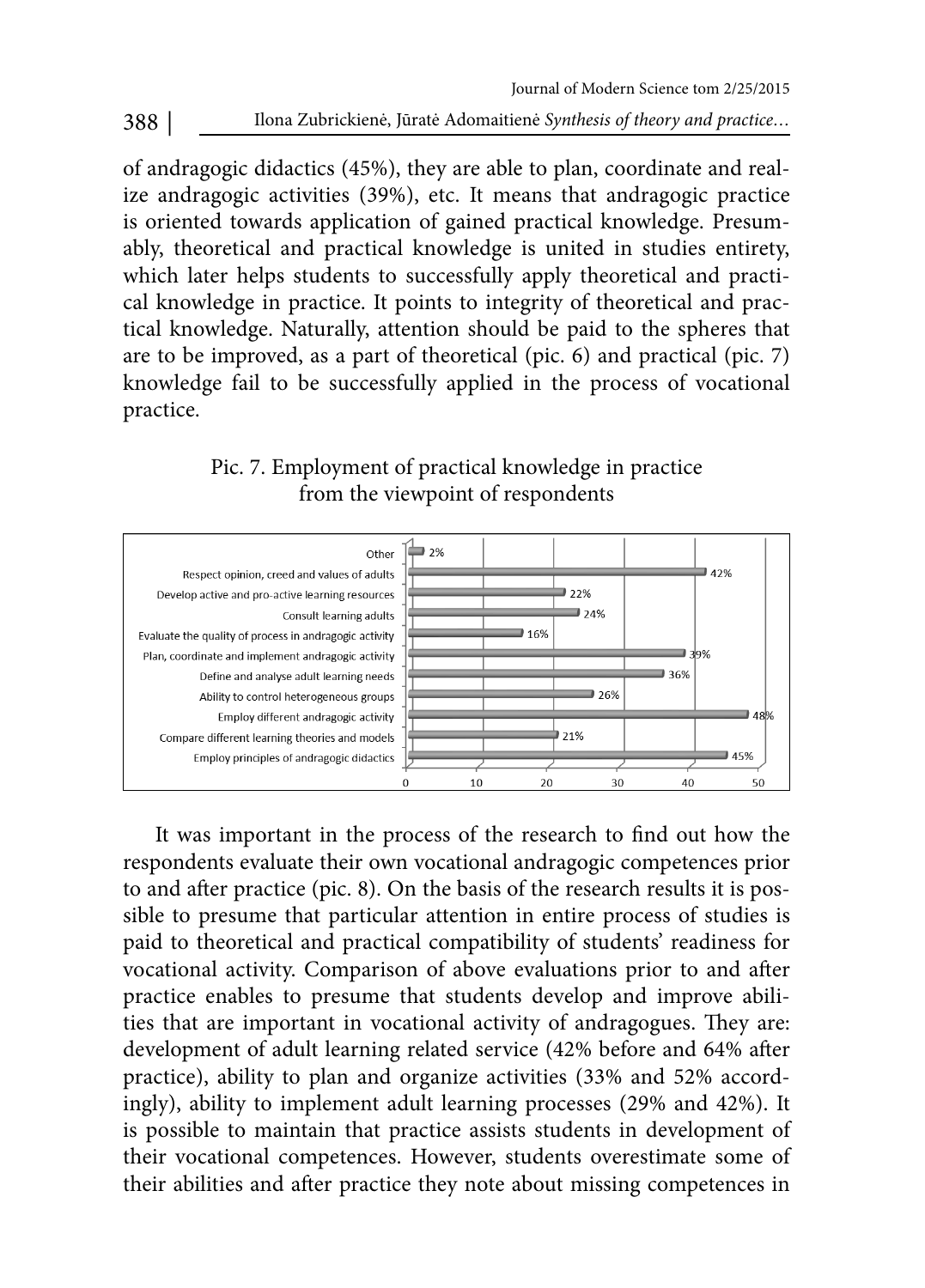of andragogic didactics (45%), they are able to plan, coordinate and realize andragogic activities (39%), etc. It means that andragogic practice is oriented towards application of gained practical knowledge. Presumably, theoretical and practical knowledge is united in studies entirety, which later helps students to successfully apply theoretical and practical knowledge in practice. It points to integrity of theoretical and practical knowledge. Naturally, attention should be paid to the spheres that are to be improved, as a part of theoretical (pic. 6) and practical (pic. 7) knowledge fail to be successfully applied in the process of vocational practice.

Pic. 7. Employment of practical knowledge in practice from the viewpoint of respondents

| Item | % |
|---|---|
| Other | 2% |
| Respect opinion, creed and values of adults | 42% |
| Develop active and pro-active learning resources | 22% |
| Consult learning adults | 24% |
| Evaluate the quality of process in andragogic activity | 16% |
| Plan, coordinate and implement andragogic activity | 39% |
| Define and analyse adult learning needs | 36% |
| Ability to control heterogeneous groups | 26% |
| Employ different andragogic activity | 48% |
| Compare different learning theories and models | 21% |
| Employ principles of andragogic didactics | 45% |

It was important in the process of the research to find out how the respondents evaluate their own vocational andragogic competences prior to and after practice (pic. 8). On the basis of the research results it is possible to presume that particular attention in entire process of studies is paid to theoretical and practical compatibility of students' readiness for vocational activity. Comparison of above evaluations prior to and after practice enables to presume that students develop and improve abilities that are important in vocational activity of andragogues. They are: development of adult learning related service (42% before and 64% after practice), ability to plan and organize activities (33% and 52% accordingly), ability to implement adult learning processes (29% and 42%). It is possible to maintain that practice assists students in development of their vocational competences. However, students overestimate some of their abilities and after practice they note about missing competences in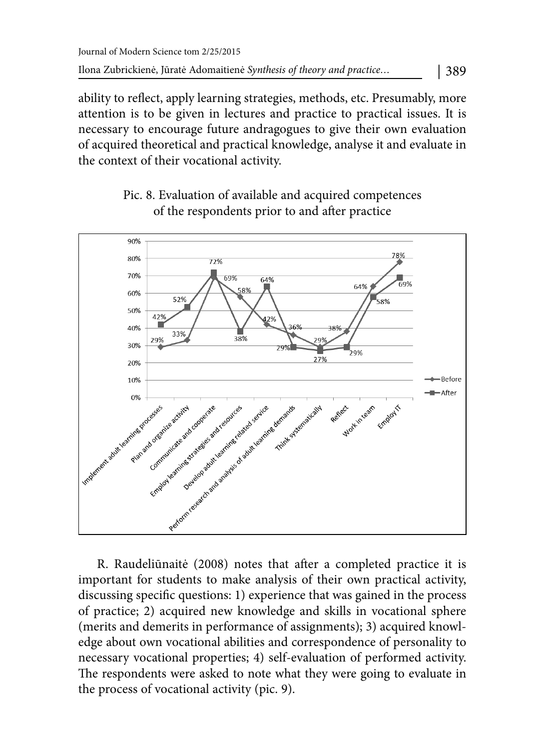ability to reflect, apply learning strategies, methods, etc. Presumably, more attention is to be given in lectures and practice to practical issues. It is necessary to encourage future andragogues to give their own evaluation of acquired theoretical and practical knowledge, analyse it and evaluate in the context of their vocational activity.

Pic. 8. Evaluation of available and acquired competences of the respondents prior to and after practice

| Competence | Before | After |
|---|---|---|
| Implement adult learning processes | 29% | 42% |
| Plan and organize activity | 33% | 52% |
| Communicate and cooperate | 69% | 72% |
| Employ learning strategies and resources | 58% | 38% |
| Develop adult learning related service | 42% | 64% |
| Perform research and analysis of adult learning demands | 36% | 29% |
| Think systematically | 29% | 27% |
| Reflect | 38% | 29% |
| Work in team | 64% | 58% |
| Employ IT | 78% | 69% |

R. Raudeliūnaitė (2008) notes that after a completed practice it is important for students to make analysis of their own practical activity, discussing specific questions: 1) experience that was gained in the process of practice; 2) acquired new knowledge and skills in vocational sphere (merits and demerits in performance of assignments); 3) acquired knowledge about own vocational abilities and correspondence of personality to necessary vocational properties; 4) self-evaluation of performed activity. The respondents were asked to note what they were going to evaluate in the process of vocational activity (pic. 9).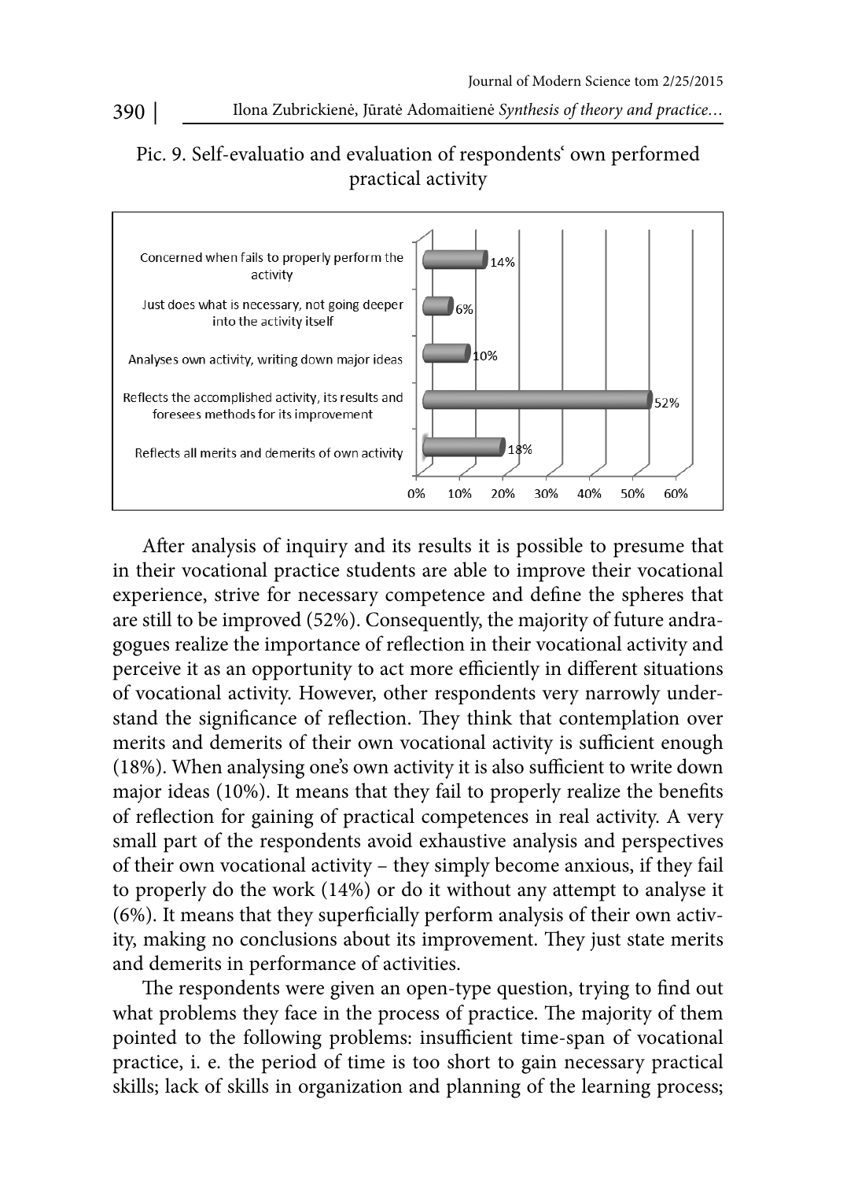Pic. 9. Self-evaluatio and evaluation of respondents' own performed practical activity

| Statement | % |
|---|---|
| Concerned when fails to properly perform the activity | 14% |
| Just does what is necessary, not going deeper into the activity itself | 6% |
| Analyses own activity, writing down major ideas | 10% |
| Reflects the accomplished activity, its results and foresees methods for its improvement | 52% |
| Reflects all merits and demerits of own activity | 18% |

After analysis of inquiry and its results it is possible to presume that in their vocational practice students are able to improve their vocational experience, strive for necessary competence and define the spheres that are still to be improved (52%). Consequently, the majority of future andragogues realize the importance of reflection in their vocational activity and perceive it as an opportunity to act more efficiently in different situations of vocational activity. However, other respondents very narrowly understand the significance of reflection. They think that contemplation over merits and demerits of their own vocational activity is sufficient enough (18%). When analysing one's own activity it is also sufficient to write down major ideas (10%). It means that they fail to properly realize the benefits of reflection for gaining of practical competences in real activity. A very small part of the respondents avoid exhaustive analysis and perspectives of their own vocational activity – they simply become anxious, if they fail to properly do the work (14%) or do it without any attempt to analyse it (6%). It means that they superficially perform analysis of their own activity, making no conclusions about its improvement. They just state merits and demerits in performance of activities.

The respondents were given an open-type question, trying to find out what problems they face in the process of practice. The majority of them pointed to the following problems: insufficient time-span of vocational practice, i. e. the period of time is too short to gain necessary practical skills; lack of skills in organization and planning of the learning process;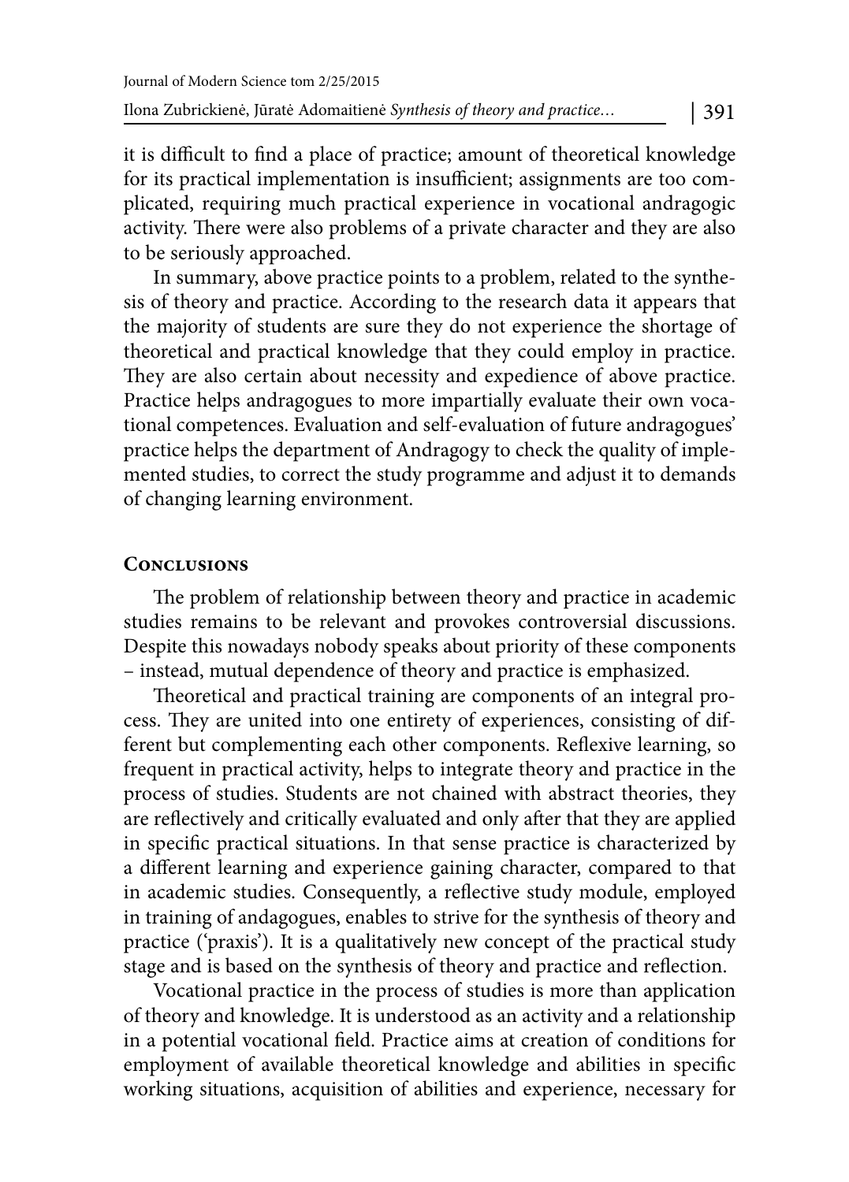it is difficult to find a place of practice; amount of theoretical knowledge for its practical implementation is insufficient; assignments are too complicated, requiring much practical experience in vocational andragogic activity. There were also problems of a private character and they are also to be seriously approached.

In summary, above practice points to a problem, related to the synthesis of theory and practice. According to the research data it appears that the majority of students are sure they do not experience the shortage of theoretical and practical knowledge that they could employ in practice. They are also certain about necessity and expedience of above practice. Practice helps andragogues to more impartially evaluate their own vocational competences. Evaluation and self-evaluation of future andragogues' practice helps the department of Andragogy to check the quality of implemented studies, to correct the study programme and adjust it to demands of changing learning environment.

## Conclusions

The problem of relationship between theory and practice in academic studies remains to be relevant and provokes controversial discussions. Despite this nowadays nobody speaks about priority of these components – instead, mutual dependence of theory and practice is emphasized.

Theoretical and practical training are components of an integral process. They are united into one entirety of experiences, consisting of different but complementing each other components. Reflexive learning, so frequent in practical activity, helps to integrate theory and practice in the process of studies. Students are not chained with abstract theories, they are reflectively and critically evaluated and only after that they are applied in specific practical situations. In that sense practice is characterized by a different learning and experience gaining character, compared to that in academic studies. Consequently, a reflective study module, employed in training of andagogues, enables to strive for the synthesis of theory and practice ('praxis'). It is a qualitatively new concept of the practical study stage and is based on the synthesis of theory and practice and reflection.

Vocational practice in the process of studies is more than application of theory and knowledge. It is understood as an activity and a relationship in a potential vocational field. Practice aims at creation of conditions for employment of available theoretical knowledge and abilities in specific working situations, acquisition of abilities and experience, necessary for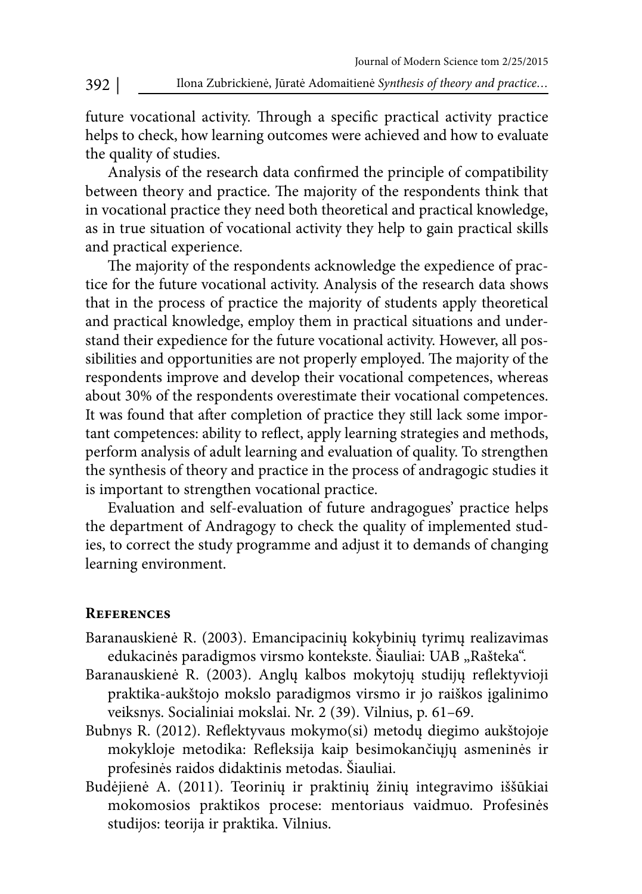future vocational activity. Through a specific practical activity practice helps to check, how learning outcomes were achieved and how to evaluate the quality of studies.

Analysis of the research data confirmed the principle of compatibility between theory and practice. The majority of the respondents think that in vocational practice they need both theoretical and practical knowledge, as in true situation of vocational activity they help to gain practical skills and practical experience.

The majority of the respondents acknowledge the expedience of practice for the future vocational activity. Analysis of the research data shows that in the process of practice the majority of students apply theoretical and practical knowledge, employ them in practical situations and understand their expedience for the future vocational activity. However, all possibilities and opportunities are not properly employed. The majority of the respondents improve and develop their vocational competences, whereas about 30% of the respondents overestimate their vocational competences. It was found that after completion of practice they still lack some important competences: ability to reflect, apply learning strategies and methods, perform analysis of adult learning and evaluation of quality. To strengthen the synthesis of theory and practice in the process of andragogic studies it is important to strengthen vocational practice.

Evaluation and self-evaluation of future andragogues' practice helps the department of Andragogy to check the quality of implemented studies, to correct the study programme and adjust it to demands of changing learning environment.

## References

Baranauskienė R. (2003). Emancipacinių kokybinių tyrimų realizavimas edukacinės paradigmos virsmo kontekste. Šiauliai: UAB „Rašteka".

Baranauskienė R. (2003). Anglų kalbos mokytojų studijų reflektyvioji praktika-aukštojo mokslo paradigmos virsmo ir jo raiškos įgalinimo veiksnys. Socialiniai mokslai. Nr. 2 (39). Vilnius, p. 61–69.

Bubnys R. (2012). Reflektyvaus mokymo(si) metodų diegimo aukštojoje mokykloje metodika: Refleksija kaip besimokančiųjų asmeninės ir profesinės raidos didaktinis metodas. Šiauliai.

Budėjienė A. (2011). Teorinių ir praktinių žinių integravimo iššūkiai mokomosios praktikos procese: mentoriaus vaidmuo. Profesinės studijos: teorija ir praktika. Vilnius.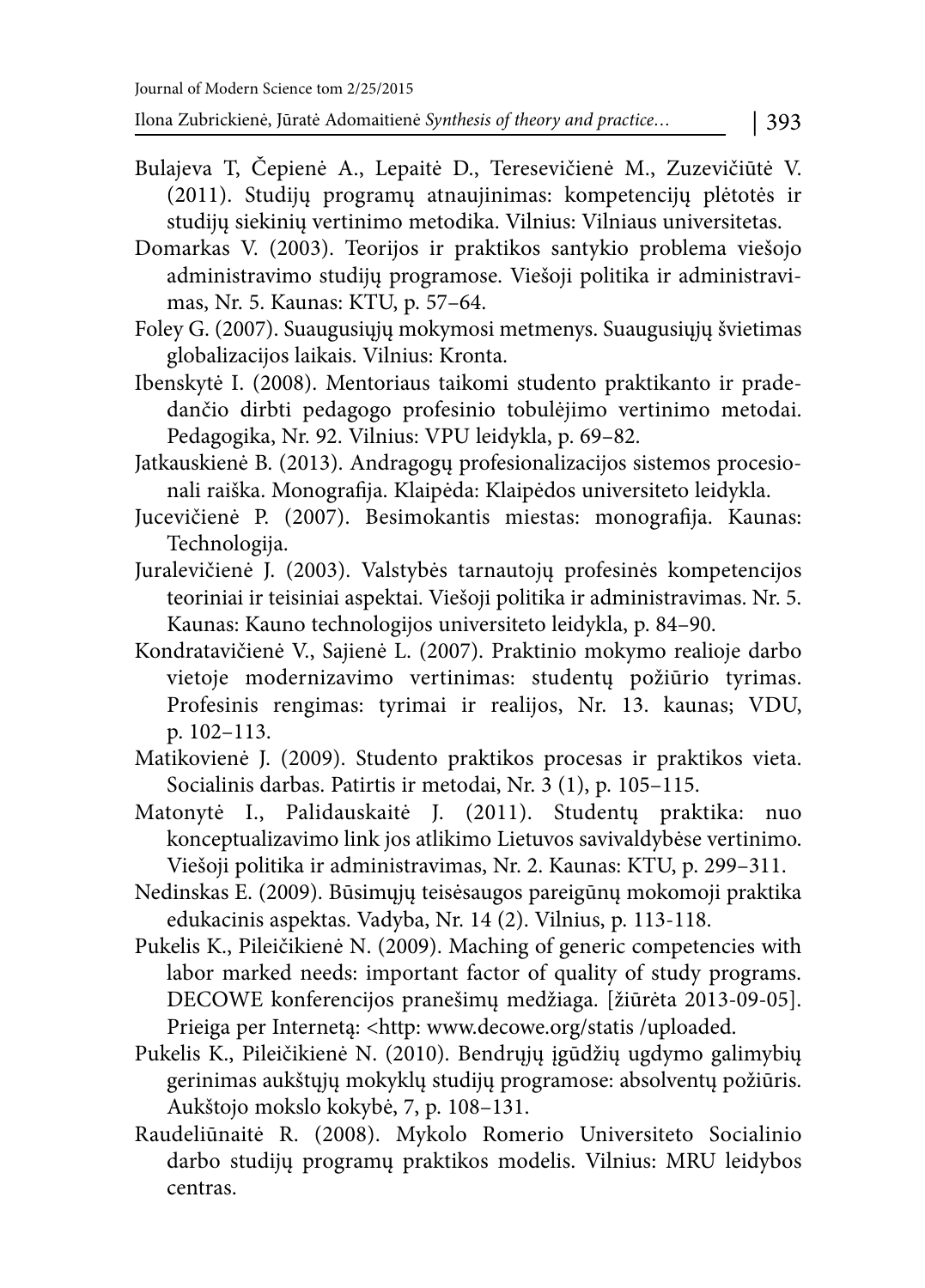Bulajeva T, Čepienė A., Lepaitė D., Teresevičienė M., Zuzevičiūtė V. (2011). Studijų programų atnaujinimas: kompetencijų plėtotės ir studijų siekinių vertinimo metodika. Vilnius: Vilniaus universitetas.

Domarkas V. (2003). Teorijos ir praktikos santykio problema viešojo administravimo studijų programose. Viešoji politika ir administravimas, Nr. 5. Kaunas: KTU, p. 57–64.

Foley G. (2007). Suaugusiųjų mokymosi metmenys. Suaugusiųjų švietimas globalizacijos laikais. Vilnius: Kronta.

Ibenskytė I. (2008). Mentoriaus taikomi studento praktikanto ir pradedančio dirbti pedagogo profesinio tobulėjimo vertinimo metodai. Pedagogika, Nr. 92. Vilnius: VPU leidykla, p. 69–82.

Jatkauskienė B. (2013). Andragogų profesionalizacijos sistemos procesionali raiška. Monografija. Klaipėda: Klaipėdos universiteto leidykla.

Jucevičienė P. (2007). Besimokantis miestas: monografija. Kaunas: Technologija.

Juralevičienė J. (2003). Valstybės tarnautojų profesinės kompetencijos teoriniai ir teisiniai aspektai. Viešoji politika ir administravimas. Nr. 5. Kaunas: Kauno technologijos universiteto leidykla, p. 84–90.

Kondratavičienė V., Sajienė L. (2007). Praktinio mokymo realioje darbo vietoje modernizavimo vertinimas: studentų požiūrio tyrimas. Profesinis rengimas: tyrimai ir realijos, Nr. 13. kaunas; VDU, p. 102–113.

Matikovienė J. (2009). Studento praktikos procesas ir praktikos vieta. Socialinis darbas. Patirtis ir metodai, Nr. 3 (1), p. 105–115.

Matonytė I., Palidauskaitė J. (2011). Studentų praktika: nuo konceptualizavimo link jos atlikimo Lietuvos savivaldybėse vertinimo. Viešoji politika ir administravimas, Nr. 2. Kaunas: KTU, p. 299–311.

Nedinskas E. (2009). Būsimųjų teisėsaugos pareigūnų mokomoji praktika edukacinis aspektas. Vadyba, Nr. 14 (2). Vilnius, p. 113-118.

Pukelis K., Pileičikienė N. (2009). Maching of generic competencies with labor marked needs: important factor of quality of study programs. DECOWE konferencijos pranešimų medžiaga. [žiūrėta 2013-09-05]. Prieiga per Internetą: <http: www.decowe.org/statis /uploaded.

Pukelis K., Pileičikienė N. (2010). Bendrųjų įgūdžių ugdymo galimybių gerinimas aukštųjų mokyklų studijų programose: absolventų požiūris. Aukštojo mokslo kokybė, 7, p. 108–131.

Raudeliūnaitė R. (2008). Mykolo Romerio Universiteto Socialinio darbo studijų programų praktikos modelis. Vilnius: MRU leidybos centras.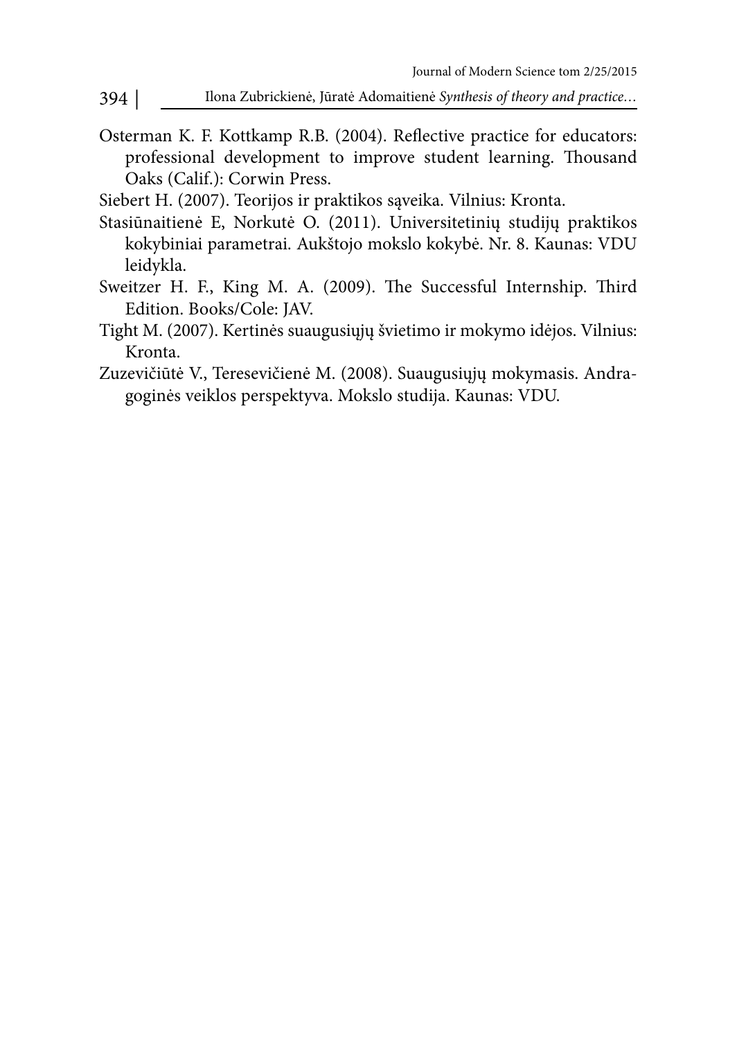Osterman K. F. Kottkamp R.B. (2004). Reflective practice for educators: professional development to improve student learning. Thousand Oaks (Calif.): Corwin Press.

Siebert H. (2007). Teorijos ir praktikos sąveika. Vilnius: Kronta.

Stasiūnaitienė E, Norkutė O. (2011). Universitetinių studijų praktikos kokybiniai parametrai. Aukštojo mokslo kokybė. Nr. 8. Kaunas: VDU leidykla.

Sweitzer H. F., King M. A. (2009). The Successful Internship. Third Edition. Books/Cole: JAV.

Tight M. (2007). Kertinės suaugusiųjų švietimo ir mokymo idėjos. Vilnius: Kronta.

Zuzevičiūtė V., Teresevičienė M. (2008). Suaugusiųjų mokymasis. Andragoginės veiklos perspektyva. Mokslo studija. Kaunas: VDU.